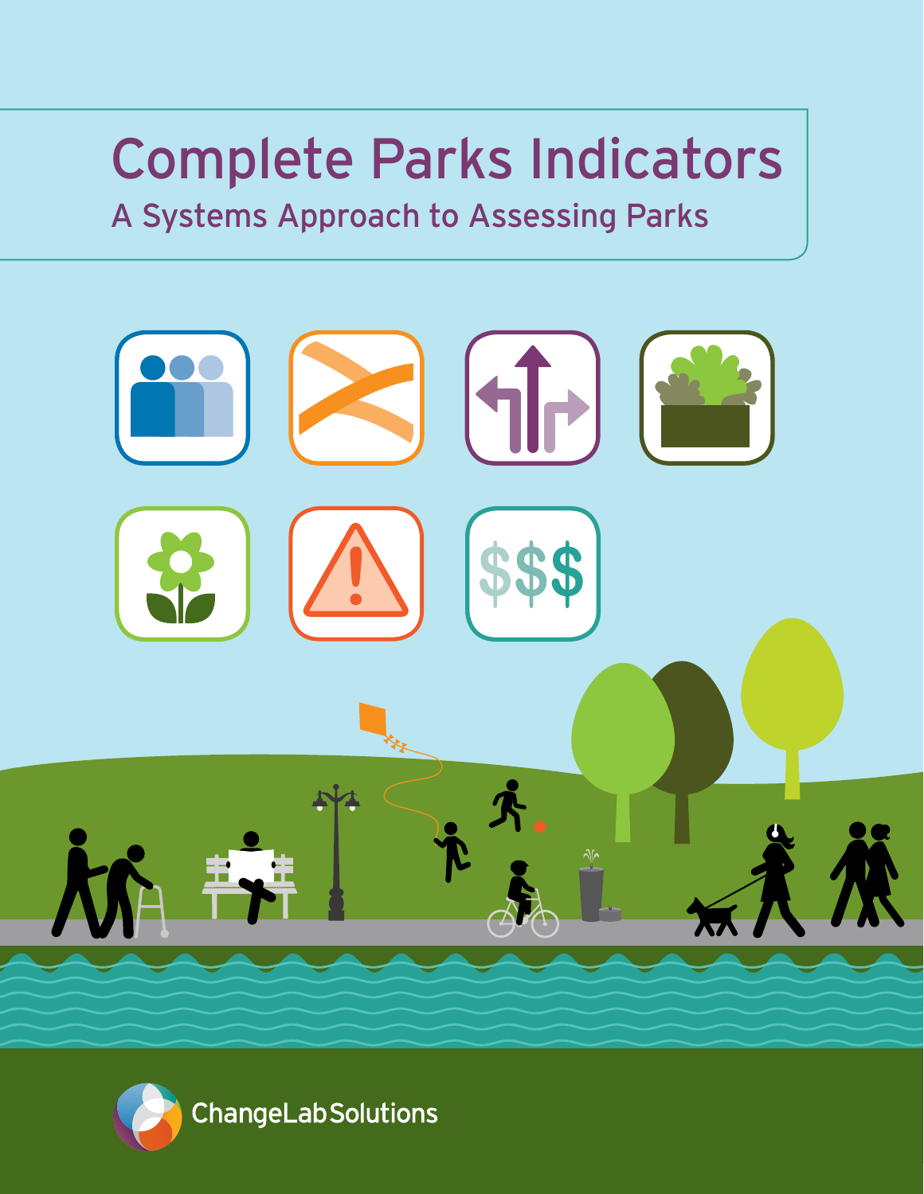# Complete Parks Indicators

## A Systems Approach to Assessing Parks

ChangeLab Solutions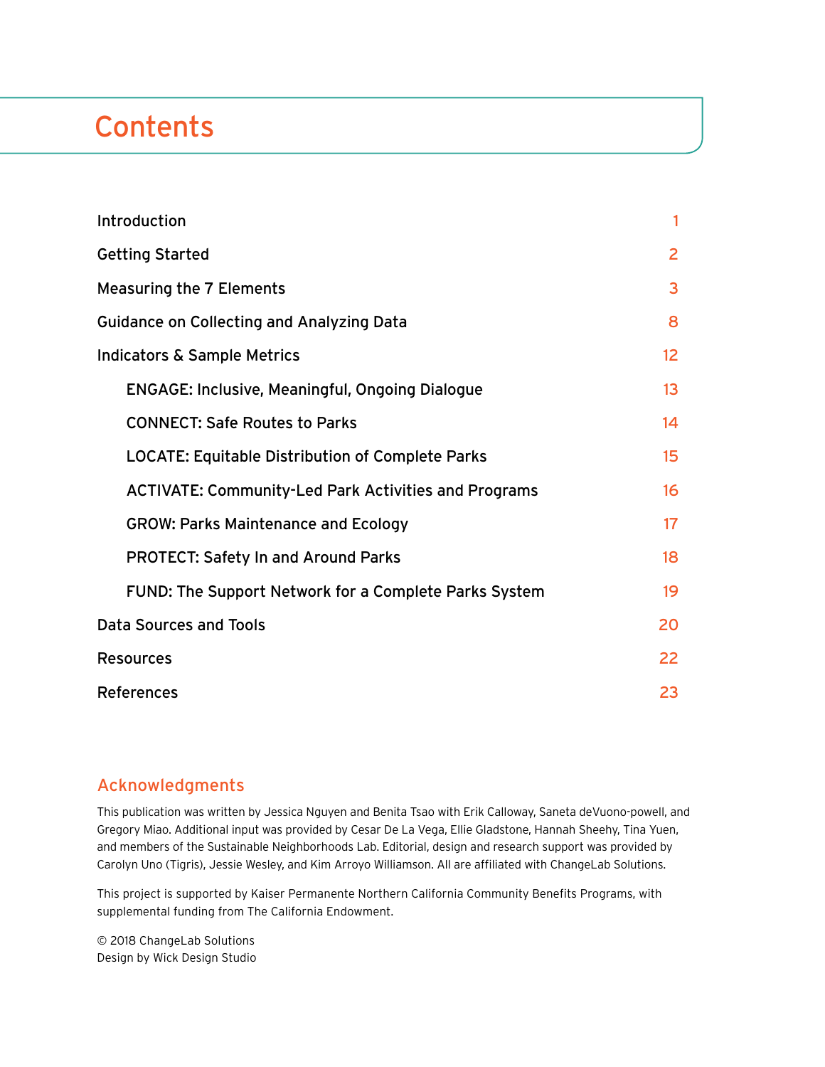# Contents

| | |
|---|---|
| Introduction | 1 |
| Getting Started | 2 |
| Measuring the 7 Elements | 3 |
| Guidance on Collecting and Analyzing Data | 8 |
| Indicators & Sample Metrics | 12 |
| ENGAGE: Inclusive, Meaningful, Ongoing Dialogue | 13 |
| CONNECT: Safe Routes to Parks | 14 |
| LOCATE: Equitable Distribution of Complete Parks | 15 |
| ACTIVATE: Community-Led Park Activities and Programs | 16 |
| GROW: Parks Maintenance and Ecology | 17 |
| PROTECT: Safety In and Around Parks | 18 |
| FUND: The Support Network for a Complete Parks System | 19 |
| Data Sources and Tools | 20 |
| Resources | 22 |
| References | 23 |

## Acknowledgments

This publication was written by Jessica Nguyen and Benita Tsao with Erik Calloway, Saneta deVuono-powell, and Gregory Miao. Additional input was provided by Cesar De La Vega, Ellie Gladstone, Hannah Sheehy, Tina Yuen, and members of the Sustainable Neighborhoods Lab. Editorial, design and research support was provided by Carolyn Uno (Tigris), Jessie Wesley, and Kim Arroyo Williamson. All are affiliated with ChangeLab Solutions.

This project is supported by Kaiser Permanente Northern California Community Benefits Programs, with supplemental funding from The California Endowment.

© 2018 ChangeLab Solutions
Design by Wick Design Studio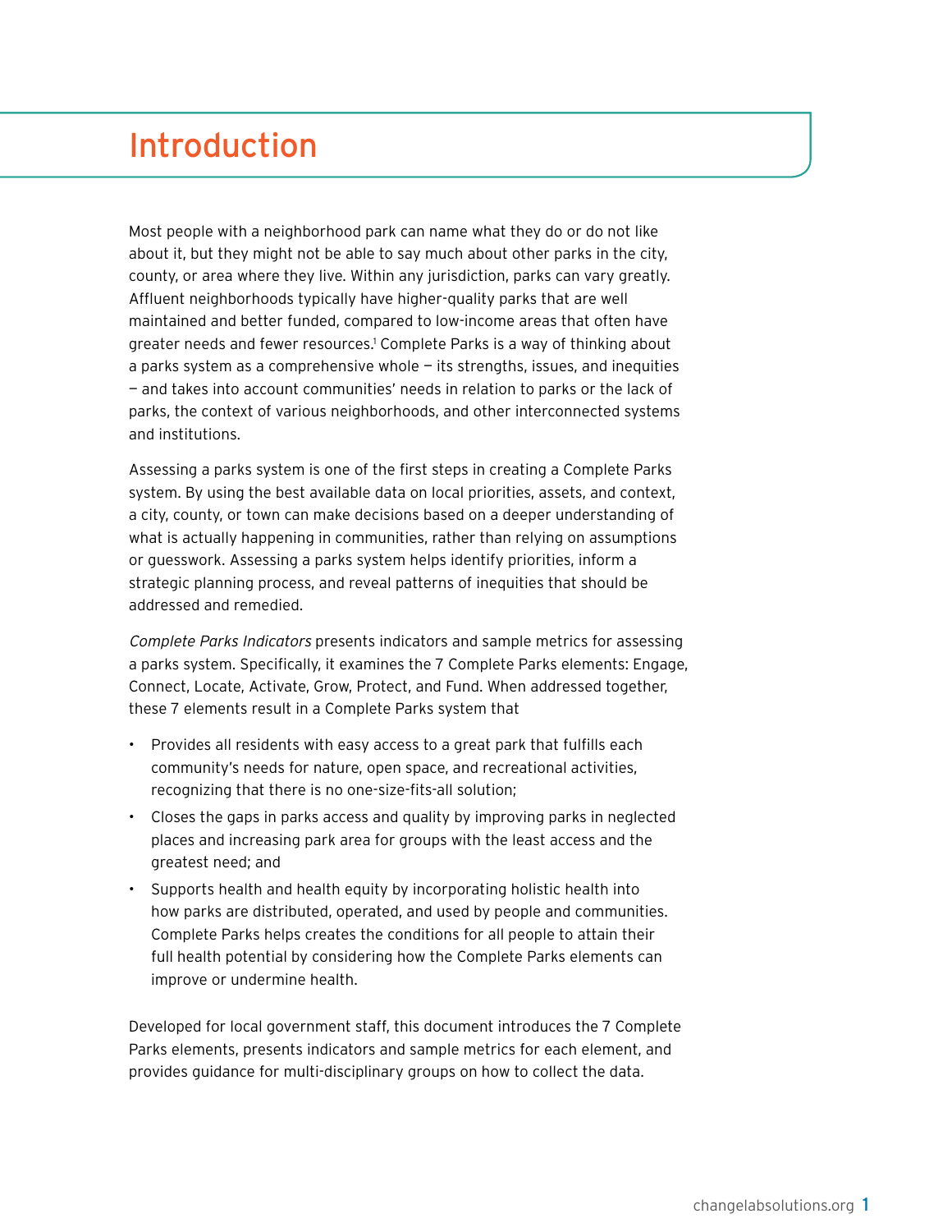# Introduction

Most people with a neighborhood park can name what they do or do not like about it, but they might not be able to say much about other parks in the city, county, or area where they live. Within any jurisdiction, parks can vary greatly. Affluent neighborhoods typically have higher-quality parks that are well maintained and better funded, compared to low-income areas that often have greater needs and fewer resources.[1] Complete Parks is a way of thinking about a parks system as a comprehensive whole — its strengths, issues, and inequities — and takes into account communities' needs in relation to parks or the lack of parks, the context of various neighborhoods, and other interconnected systems and institutions.

Assessing a parks system is one of the first steps in creating a Complete Parks system. By using the best available data on local priorities, assets, and context, a city, county, or town can make decisions based on a deeper understanding of what is actually happening in communities, rather than relying on assumptions or guesswork. Assessing a parks system helps identify priorities, inform a strategic planning process, and reveal patterns of inequities that should be addressed and remedied.

*Complete Parks Indicators* presents indicators and sample metrics for assessing a parks system. Specifically, it examines the 7 Complete Parks elements: Engage, Connect, Locate, Activate, Grow, Protect, and Fund. When addressed together, these 7 elements result in a Complete Parks system that

- Provides all residents with easy access to a great park that fulfills each community's needs for nature, open space, and recreational activities, recognizing that there is no one-size-fits-all solution;
- Closes the gaps in parks access and quality by improving parks in neglected places and increasing park area for groups with the least access and the greatest need; and
- Supports health and health equity by incorporating holistic health into how parks are distributed, operated, and used by people and communities. Complete Parks helps creates the conditions for all people to attain their full health potential by considering how the Complete Parks elements can improve or undermine health.

Developed for local government staff, this document introduces the 7 Complete Parks elements, presents indicators and sample metrics for each element, and provides guidance for multi-disciplinary groups on how to collect the data.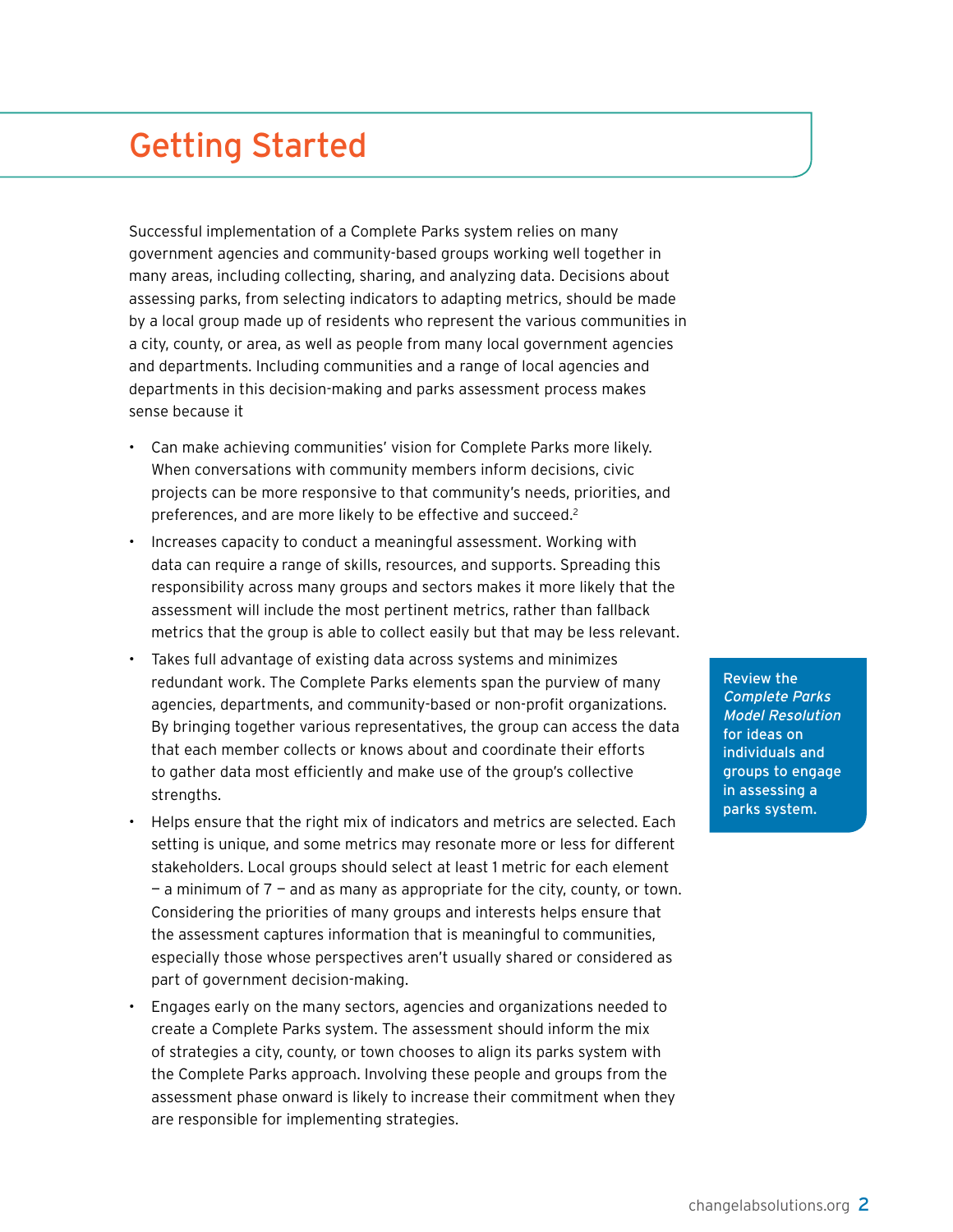# Getting Started

Successful implementation of a Complete Parks system relies on many government agencies and community-based groups working well together in many areas, including collecting, sharing, and analyzing data. Decisions about assessing parks, from selecting indicators to adapting metrics, should be made by a local group made up of residents who represent the various communities in a city, county, or area, as well as people from many local government agencies and departments. Including communities and a range of local agencies and departments in this decision-making and parks assessment process makes sense because it

- Can make achieving communities' vision for Complete Parks more likely. When conversations with community members inform decisions, civic projects can be more responsive to that community's needs, priorities, and preferences, and are more likely to be effective and succeed.[2]
- Increases capacity to conduct a meaningful assessment. Working with data can require a range of skills, resources, and supports. Spreading this responsibility across many groups and sectors makes it more likely that the assessment will include the most pertinent metrics, rather than fallback metrics that the group is able to collect easily but that may be less relevant.
- Takes full advantage of existing data across systems and minimizes redundant work. The Complete Parks elements span the purview of many agencies, departments, and community-based or non-profit organizations. By bringing together various representatives, the group can access the data that each member collects or knows about and coordinate their efforts to gather data most efficiently and make use of the group's collective strengths.
- Helps ensure that the right mix of indicators and metrics are selected. Each setting is unique, and some metrics may resonate more or less for different stakeholders. Local groups should select at least 1 metric for each element — a minimum of 7 — and as many as appropriate for the city, county, or town. Considering the priorities of many groups and interests helps ensure that the assessment captures information that is meaningful to communities, especially those whose perspectives aren't usually shared or considered as part of government decision-making.
- Engages early on the many sectors, agencies and organizations needed to create a Complete Parks system. The assessment should inform the mix of strategies a city, county, or town chooses to align its parks system with the Complete Parks approach. Involving these people and groups from the assessment phase onward is likely to increase their commitment when they are responsible for implementing strategies.

Review the *Complete Parks Model Resolution* for ideas on individuals and groups to engage in assessing a parks system.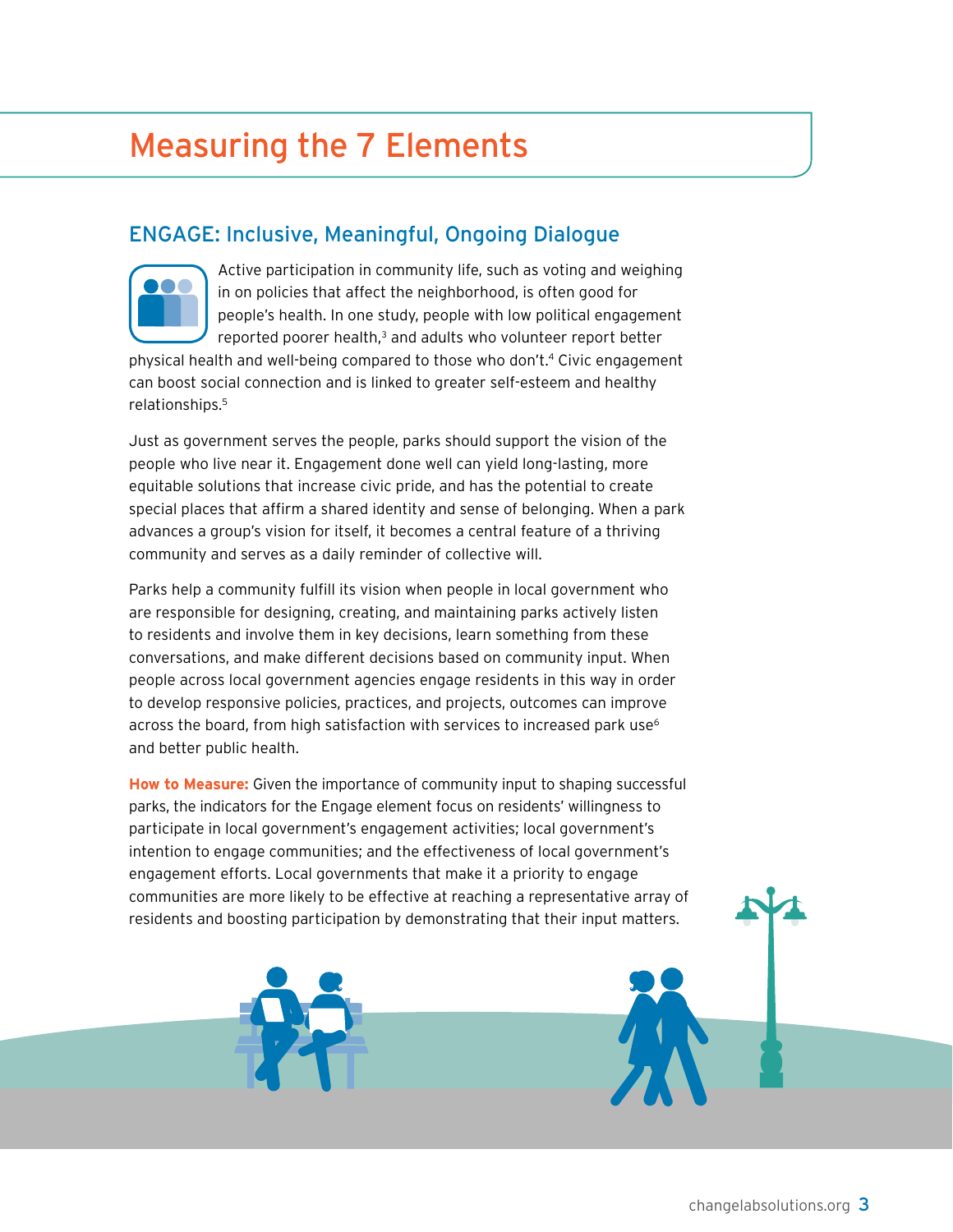# Measuring the 7 Elements

## ENGAGE: Inclusive, Meaningful, Ongoing Dialogue

Active participation in community life, such as voting and weighing in on policies that affect the neighborhood, is often good for people's health. In one study, people with low political engagement reported poorer health,[3] and adults who volunteer report better physical health and well-being compared to those who don't.[4] Civic engagement can boost social connection and is linked to greater self-esteem and healthy relationships.[5]

Just as government serves the people, parks should support the vision of the people who live near it. Engagement done well can yield long-lasting, more equitable solutions that increase civic pride, and has the potential to create special places that affirm a shared identity and sense of belonging. When a park advances a group's vision for itself, it becomes a central feature of a thriving community and serves as a daily reminder of collective will.

Parks help a community fulfill its vision when people in local government who are responsible for designing, creating, and maintaining parks actively listen to residents and involve them in key decisions, learn something from these conversations, and make different decisions based on community input. When people across local government agencies engage residents in this way in order to develop responsive policies, practices, and projects, outcomes can improve across the board, from high satisfaction with services to increased park use[6] and better public health.

**How to Measure:** Given the importance of community input to shaping successful parks, the indicators for the Engage element focus on residents' willingness to participate in local government's engagement activities; local government's intention to engage communities; and the effectiveness of local government's engagement efforts. Local governments that make it a priority to engage communities are more likely to be effective at reaching a representative array of residents and boosting participation by demonstrating that their input matters.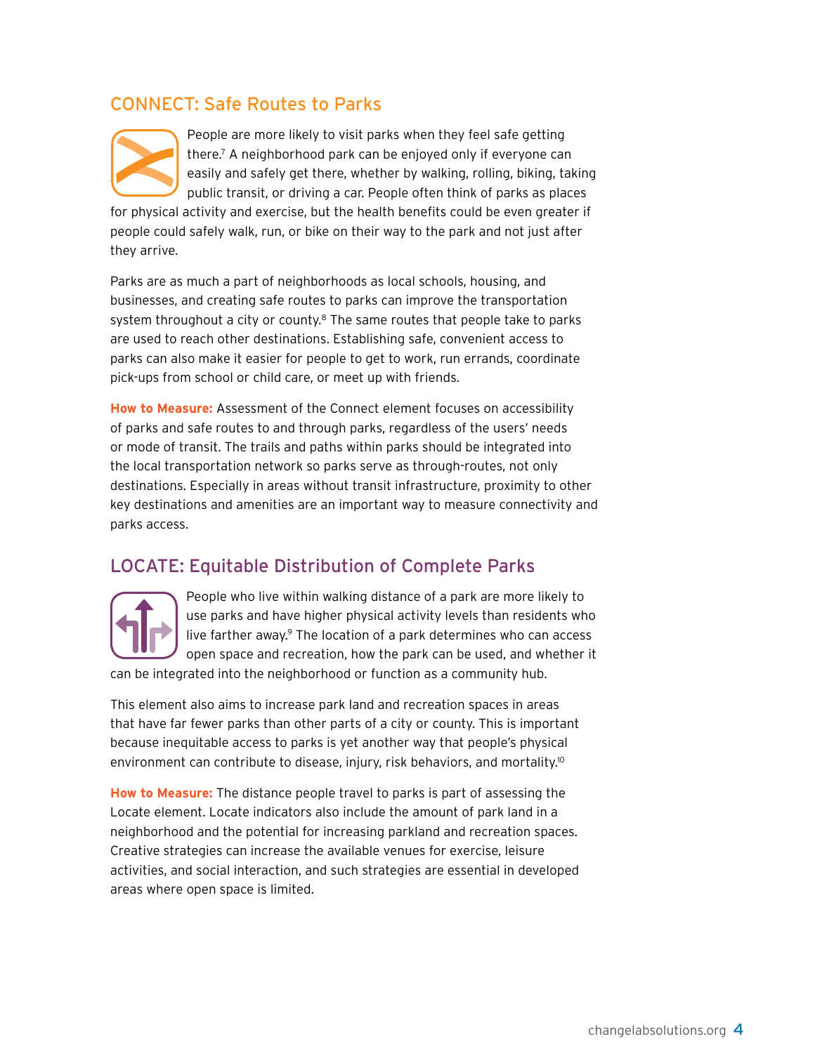## CONNECT: Safe Routes to Parks

People are more likely to visit parks when they feel safe getting there.[7] A neighborhood park can be enjoyed only if everyone can easily and safely get there, whether by walking, rolling, biking, taking public transit, or driving a car. People often think of parks as places for physical activity and exercise, but the health benefits could be even greater if people could safely walk, run, or bike on their way to the park and not just after they arrive.

Parks are as much a part of neighborhoods as local schools, housing, and businesses, and creating safe routes to parks can improve the transportation system throughout a city or county.[8] The same routes that people take to parks are used to reach other destinations. Establishing safe, convenient access to parks can also make it easier for people to get to work, run errands, coordinate pick-ups from school or child care, or meet up with friends.

**How to Measure:** Assessment of the Connect element focuses on accessibility of parks and safe routes to and through parks, regardless of the users' needs or mode of transit. The trails and paths within parks should be integrated into the local transportation network so parks serve as through-routes, not only destinations. Especially in areas without transit infrastructure, proximity to other key destinations and amenities are an important way to measure connectivity and parks access.

## LOCATE: Equitable Distribution of Complete Parks

People who live within walking distance of a park are more likely to use parks and have higher physical activity levels than residents who live farther away.[9] The location of a park determines who can access open space and recreation, how the park can be used, and whether it can be integrated into the neighborhood or function as a community hub.

This element also aims to increase park land and recreation spaces in areas that have far fewer parks than other parts of a city or county. This is important because inequitable access to parks is yet another way that people's physical environment can contribute to disease, injury, risk behaviors, and mortality.[10]

**How to Measure:** The distance people travel to parks is part of assessing the Locate element. Locate indicators also include the amount of park land in a neighborhood and the potential for increasing parkland and recreation spaces. Creative strategies can increase the available venues for exercise, leisure activities, and social interaction, and such strategies are essential in developed areas where open space is limited.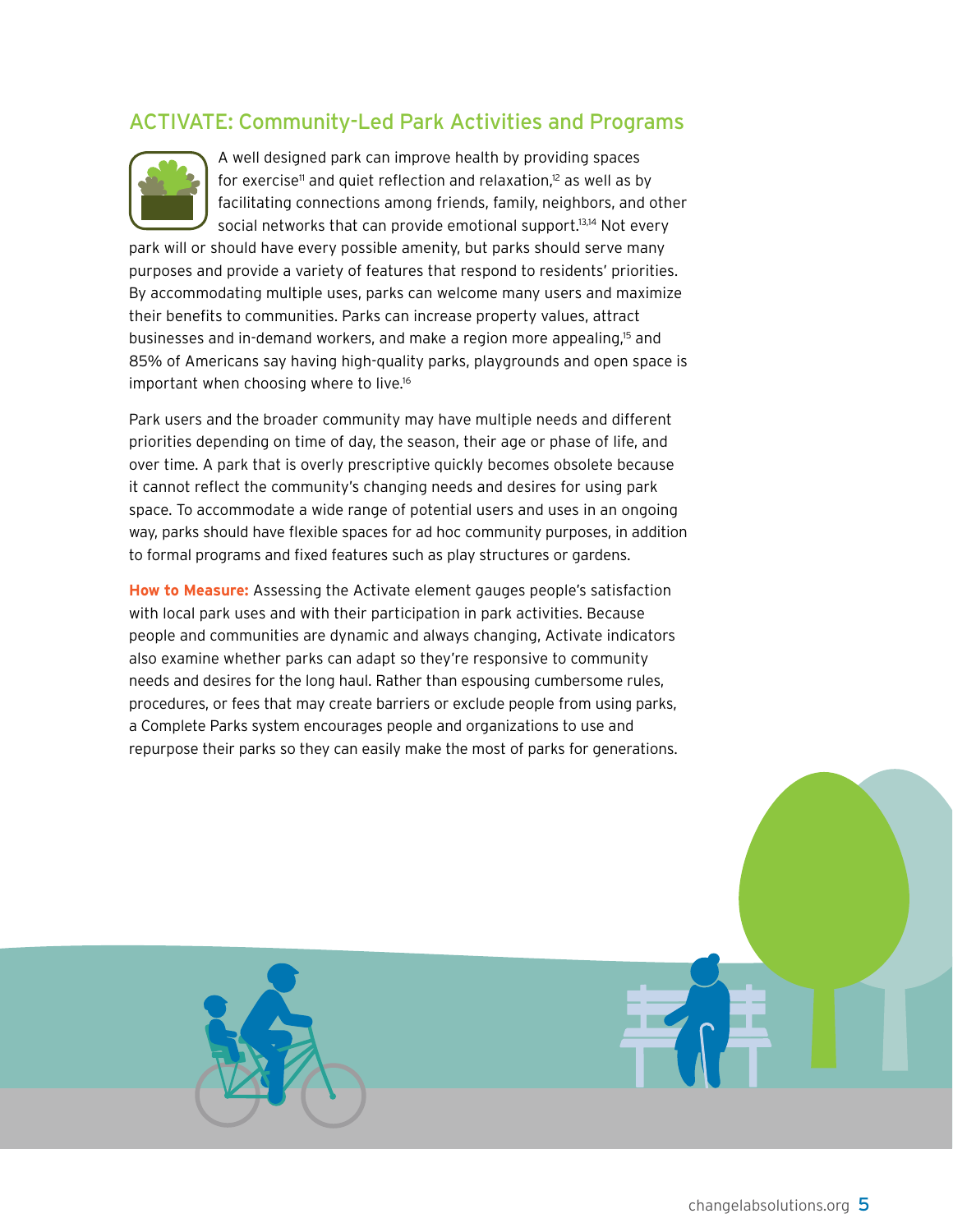## ACTIVATE: Community-Led Park Activities and Programs

A well designed park can improve health by providing spaces for exercise[11] and quiet reflection and relaxation,[12] as well as by facilitating connections among friends, family, neighbors, and other social networks that can provide emotional support.[13,14] Not every park will or should have every possible amenity, but parks should serve many purposes and provide a variety of features that respond to residents' priorities. By accommodating multiple uses, parks can welcome many users and maximize their benefits to communities. Parks can increase property values, attract businesses and in-demand workers, and make a region more appealing,[15] and 85% of Americans say having high-quality parks, playgrounds and open space is important when choosing where to live.[16]

Park users and the broader community may have multiple needs and different priorities depending on time of day, the season, their age or phase of life, and over time. A park that is overly prescriptive quickly becomes obsolete because it cannot reflect the community's changing needs and desires for using park space. To accommodate a wide range of potential users and uses in an ongoing way, parks should have flexible spaces for ad hoc community purposes, in addition to formal programs and fixed features such as play structures or gardens.

**How to Measure:** Assessing the Activate element gauges people's satisfaction with local park uses and with their participation in park activities. Because people and communities are dynamic and always changing, Activate indicators also examine whether parks can adapt so they're responsive to community needs and desires for the long haul. Rather than espousing cumbersome rules, procedures, or fees that may create barriers or exclude people from using parks, a Complete Parks system encourages people and organizations to use and repurpose their parks so they can easily make the most of parks for generations.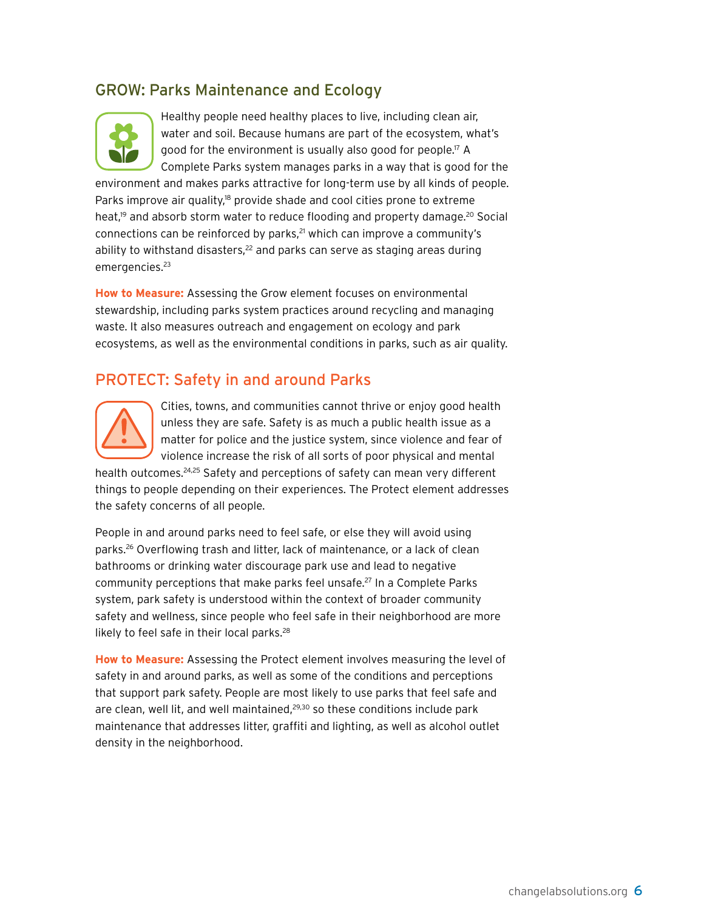## GROW: Parks Maintenance and Ecology

Healthy people need healthy places to live, including clean air, water and soil. Because humans are part of the ecosystem, what's good for the environment is usually also good for people.[17] A Complete Parks system manages parks in a way that is good for the environment and makes parks attractive for long-term use by all kinds of people. Parks improve air quality,[18] provide shade and cool cities prone to extreme heat,[19] and absorb storm water to reduce flooding and property damage.[20] Social connections can be reinforced by parks,[21] which can improve a community's ability to withstand disasters,[22] and parks can serve as staging areas during emergencies.[23]

**How to Measure:** Assessing the Grow element focuses on environmental stewardship, including parks system practices around recycling and managing waste. It also measures outreach and engagement on ecology and park ecosystems, as well as the environmental conditions in parks, such as air quality.

## PROTECT: Safety in and around Parks

Cities, towns, and communities cannot thrive or enjoy good health unless they are safe. Safety is as much a public health issue as a matter for police and the justice system, since violence and fear of violence increase the risk of all sorts of poor physical and mental health outcomes.[24,25] Safety and perceptions of safety can mean very different things to people depending on their experiences. The Protect element addresses the safety concerns of all people.

People in and around parks need to feel safe, or else they will avoid using parks.[26] Overflowing trash and litter, lack of maintenance, or a lack of clean bathrooms or drinking water discourage park use and lead to negative community perceptions that make parks feel unsafe.[27] In a Complete Parks system, park safety is understood within the context of broader community safety and wellness, since people who feel safe in their neighborhood are more likely to feel safe in their local parks.[28]

**How to Measure:** Assessing the Protect element involves measuring the level of safety in and around parks, as well as some of the conditions and perceptions that support park safety. People are most likely to use parks that feel safe and are clean, well lit, and well maintained,[29,30] so these conditions include park maintenance that addresses litter, graffiti and lighting, as well as alcohol outlet density in the neighborhood.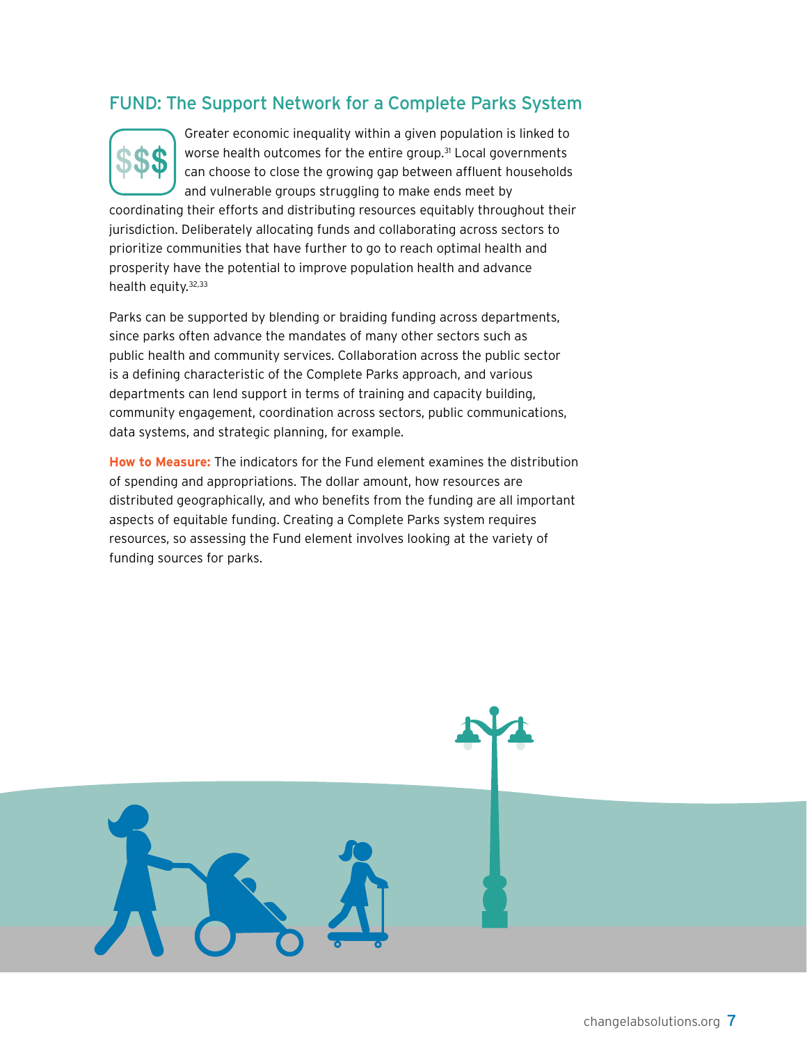## FUND: The Support Network for a Complete Parks System

Greater economic inequality within a given population is linked to worse health outcomes for the entire group.[31] Local governments can choose to close the growing gap between affluent households and vulnerable groups struggling to make ends meet by coordinating their efforts and distributing resources equitably throughout their jurisdiction. Deliberately allocating funds and collaborating across sectors to prioritize communities that have further to go to reach optimal health and prosperity have the potential to improve population health and advance health equity.[32,33]

Parks can be supported by blending or braiding funding across departments, since parks often advance the mandates of many other sectors such as public health and community services. Collaboration across the public sector is a defining characteristic of the Complete Parks approach, and various departments can lend support in terms of training and capacity building, community engagement, coordination across sectors, public communications, data systems, and strategic planning, for example.

**How to Measure:** The indicators for the Fund element examines the distribution of spending and appropriations. The dollar amount, how resources are distributed geographically, and who benefits from the funding are all important aspects of equitable funding. Creating a Complete Parks system requires resources, so assessing the Fund element involves looking at the variety of funding sources for parks.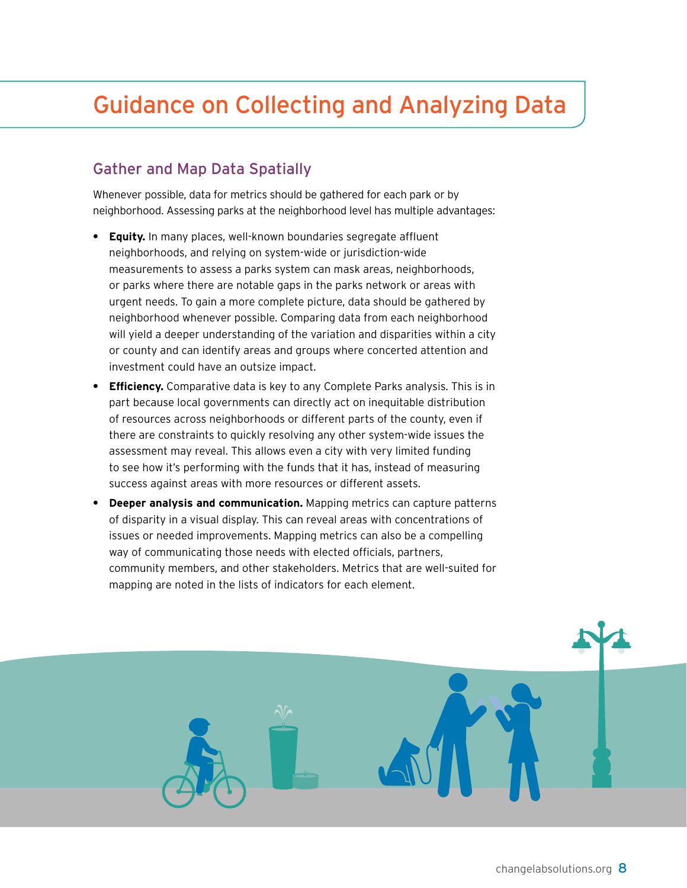# Guidance on Collecting and Analyzing Data

## Gather and Map Data Spatially

Whenever possible, data for metrics should be gathered for each park or by neighborhood. Assessing parks at the neighborhood level has multiple advantages:

- **Equity.** In many places, well-known boundaries segregate affluent neighborhoods, and relying on system-wide or jurisdiction-wide measurements to assess a parks system can mask areas, neighborhoods, or parks where there are notable gaps in the parks network or areas with urgent needs. To gain a more complete picture, data should be gathered by neighborhood whenever possible. Comparing data from each neighborhood will yield a deeper understanding of the variation and disparities within a city or county and can identify areas and groups where concerted attention and investment could have an outsize impact.
- **Efficiency.** Comparative data is key to any Complete Parks analysis. This is in part because local governments can directly act on inequitable distribution of resources across neighborhoods or different parts of the county, even if there are constraints to quickly resolving any other system-wide issues the assessment may reveal. This allows even a city with very limited funding to see how it's performing with the funds that it has, instead of measuring success against areas with more resources or different assets.
- **Deeper analysis and communication.** Mapping metrics can capture patterns of disparity in a visual display. This can reveal areas with concentrations of issues or needed improvements. Mapping metrics can also be a compelling way of communicating those needs with elected officials, partners, community members, and other stakeholders. Metrics that are well-suited for mapping are noted in the lists of indicators for each element.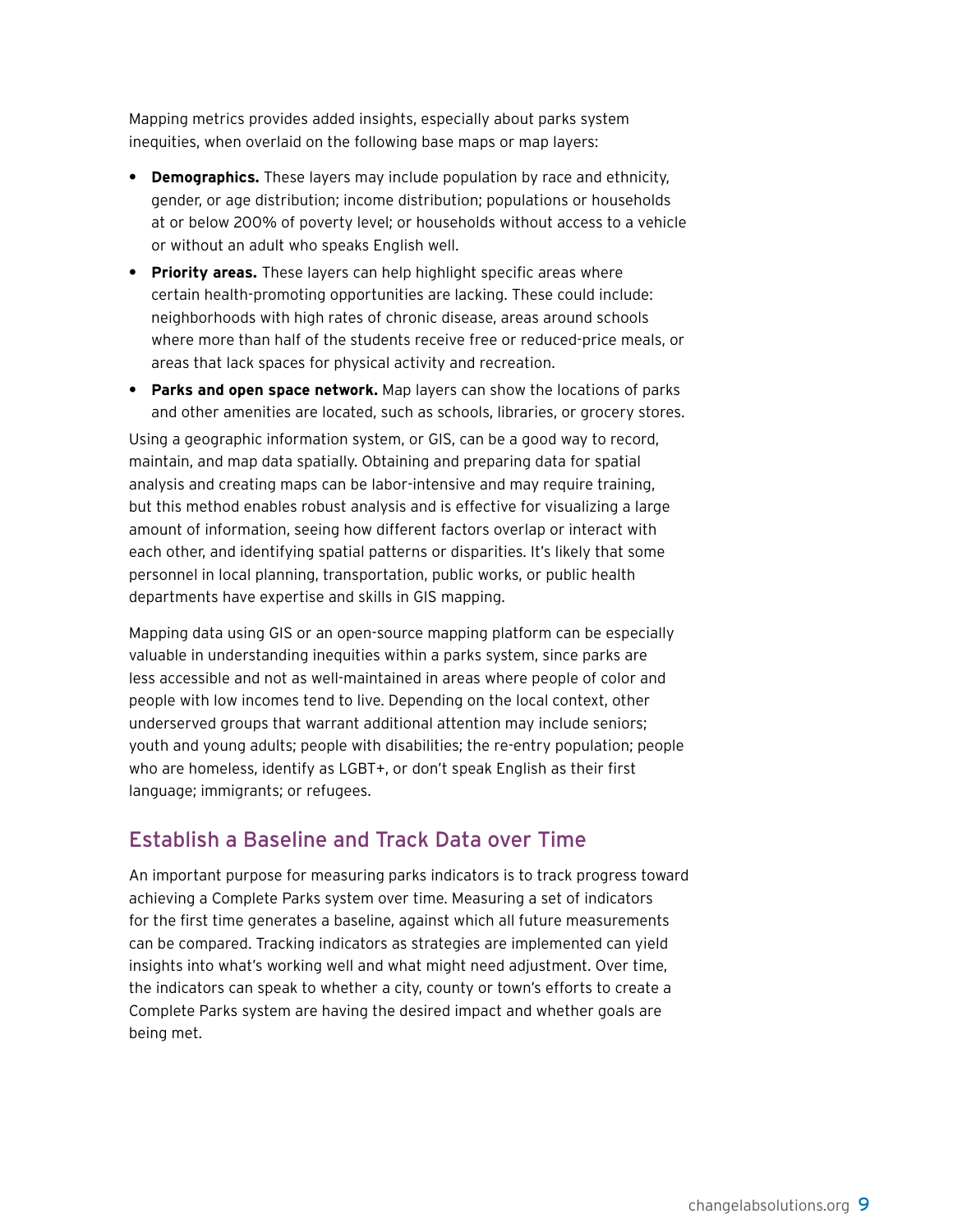Mapping metrics provides added insights, especially about parks system inequities, when overlaid on the following base maps or map layers:

- **Demographics.** These layers may include population by race and ethnicity, gender, or age distribution; income distribution; populations or households at or below 200% of poverty level; or households without access to a vehicle or without an adult who speaks English well.
- **Priority areas.** These layers can help highlight specific areas where certain health-promoting opportunities are lacking. These could include: neighborhoods with high rates of chronic disease, areas around schools where more than half of the students receive free or reduced-price meals, or areas that lack spaces for physical activity and recreation.
- **Parks and open space network.** Map layers can show the locations of parks and other amenities are located, such as schools, libraries, or grocery stores.

Using a geographic information system, or GIS, can be a good way to record, maintain, and map data spatially. Obtaining and preparing data for spatial analysis and creating maps can be labor-intensive and may require training, but this method enables robust analysis and is effective for visualizing a large amount of information, seeing how different factors overlap or interact with each other, and identifying spatial patterns or disparities. It's likely that some personnel in local planning, transportation, public works, or public health departments have expertise and skills in GIS mapping.

Mapping data using GIS or an open-source mapping platform can be especially valuable in understanding inequities within a parks system, since parks are less accessible and not as well-maintained in areas where people of color and people with low incomes tend to live. Depending on the local context, other underserved groups that warrant additional attention may include seniors; youth and young adults; people with disabilities; the re-entry population; people who are homeless, identify as LGBT+, or don't speak English as their first language; immigrants; or refugees.

## Establish a Baseline and Track Data over Time

An important purpose for measuring parks indicators is to track progress toward achieving a Complete Parks system over time. Measuring a set of indicators for the first time generates a baseline, against which all future measurements can be compared. Tracking indicators as strategies are implemented can yield insights into what's working well and what might need adjustment. Over time, the indicators can speak to whether a city, county or town's efforts to create a Complete Parks system are having the desired impact and whether goals are being met.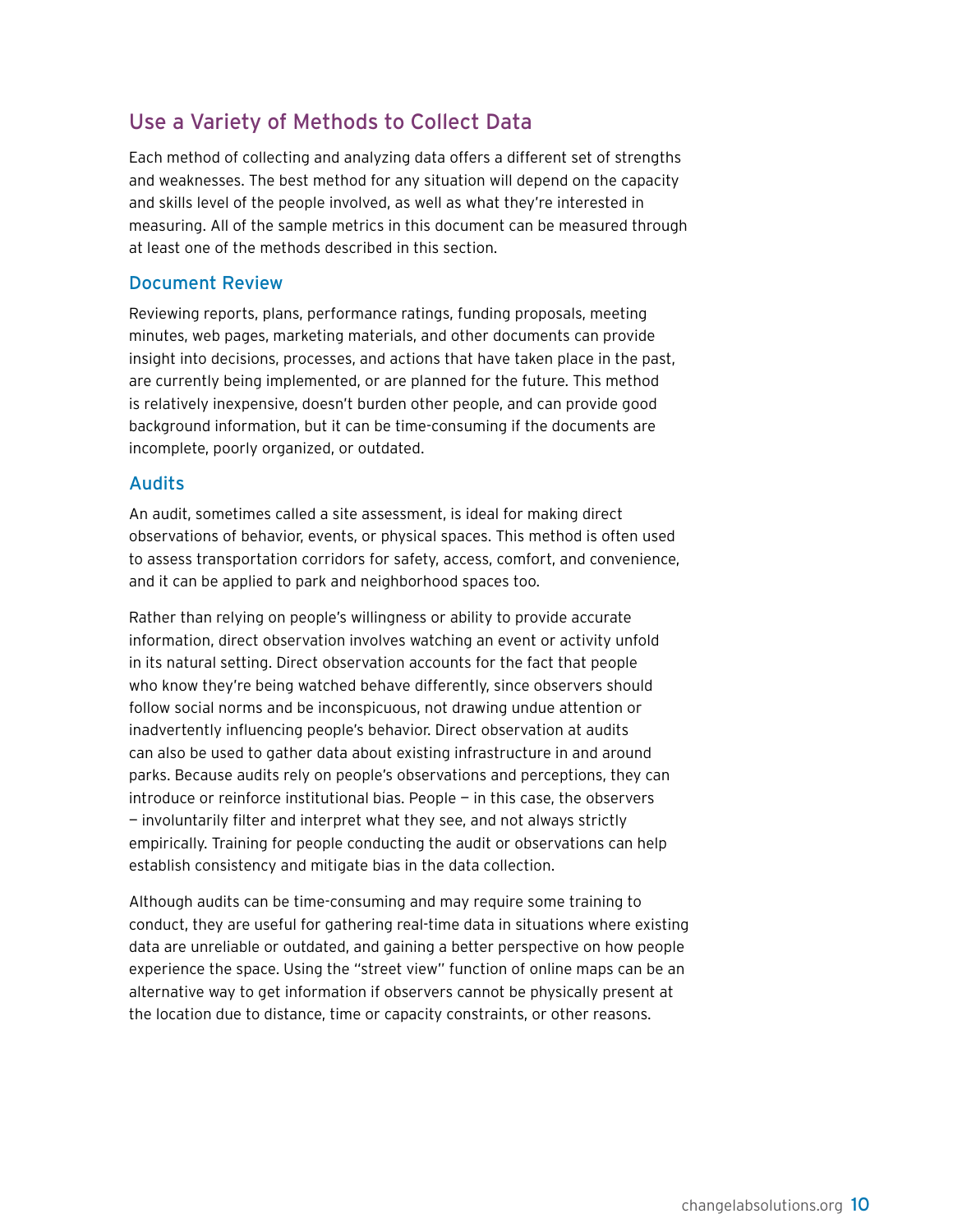## Use a Variety of Methods to Collect Data

Each method of collecting and analyzing data offers a different set of strengths and weaknesses. The best method for any situation will depend on the capacity and skills level of the people involved, as well as what they're interested in measuring. All of the sample metrics in this document can be measured through at least one of the methods described in this section.

### Document Review

Reviewing reports, plans, performance ratings, funding proposals, meeting minutes, web pages, marketing materials, and other documents can provide insight into decisions, processes, and actions that have taken place in the past, are currently being implemented, or are planned for the future. This method is relatively inexpensive, doesn't burden other people, and can provide good background information, but it can be time-consuming if the documents are incomplete, poorly organized, or outdated.

### Audits

An audit, sometimes called a site assessment, is ideal for making direct observations of behavior, events, or physical spaces. This method is often used to assess transportation corridors for safety, access, comfort, and convenience, and it can be applied to park and neighborhood spaces too.

Rather than relying on people's willingness or ability to provide accurate information, direct observation involves watching an event or activity unfold in its natural setting. Direct observation accounts for the fact that people who know they're being watched behave differently, since observers should follow social norms and be inconspicuous, not drawing undue attention or inadvertently influencing people's behavior. Direct observation at audits can also be used to gather data about existing infrastructure in and around parks. Because audits rely on people's observations and perceptions, they can introduce or reinforce institutional bias. People — in this case, the observers — involuntarily filter and interpret what they see, and not always strictly empirically. Training for people conducting the audit or observations can help establish consistency and mitigate bias in the data collection.

Although audits can be time-consuming and may require some training to conduct, they are useful for gathering real-time data in situations where existing data are unreliable or outdated, and gaining a better perspective on how people experience the space. Using the "street view" function of online maps can be an alternative way to get information if observers cannot be physically present at the location due to distance, time or capacity constraints, or other reasons.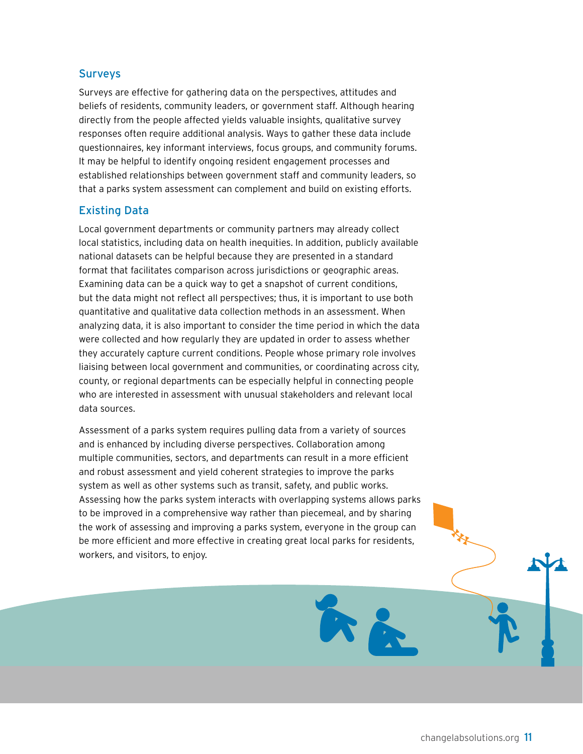### Surveys

Surveys are effective for gathering data on the perspectives, attitudes and beliefs of residents, community leaders, or government staff. Although hearing directly from the people affected yields valuable insights, qualitative survey responses often require additional analysis. Ways to gather these data include questionnaires, key informant interviews, focus groups, and community forums. It may be helpful to identify ongoing resident engagement processes and established relationships between government staff and community leaders, so that a parks system assessment can complement and build on existing efforts.

### Existing Data

Local government departments or community partners may already collect local statistics, including data on health inequities. In addition, publicly available national datasets can be helpful because they are presented in a standard format that facilitates comparison across jurisdictions or geographic areas. Examining data can be a quick way to get a snapshot of current conditions, but the data might not reflect all perspectives; thus, it is important to use both quantitative and qualitative data collection methods in an assessment. When analyzing data, it is also important to consider the time period in which the data were collected and how regularly they are updated in order to assess whether they accurately capture current conditions. People whose primary role involves liaising between local government and communities, or coordinating across city, county, or regional departments can be especially helpful in connecting people who are interested in assessment with unusual stakeholders and relevant local data sources.

Assessment of a parks system requires pulling data from a variety of sources and is enhanced by including diverse perspectives. Collaboration among multiple communities, sectors, and departments can result in a more efficient and robust assessment and yield coherent strategies to improve the parks system as well as other systems such as transit, safety, and public works. Assessing how the parks system interacts with overlapping systems allows parks to be improved in a comprehensive way rather than piecemeal, and by sharing the work of assessing and improving a parks system, everyone in the group can be more efficient and more effective in creating great local parks for residents, workers, and visitors, to enjoy.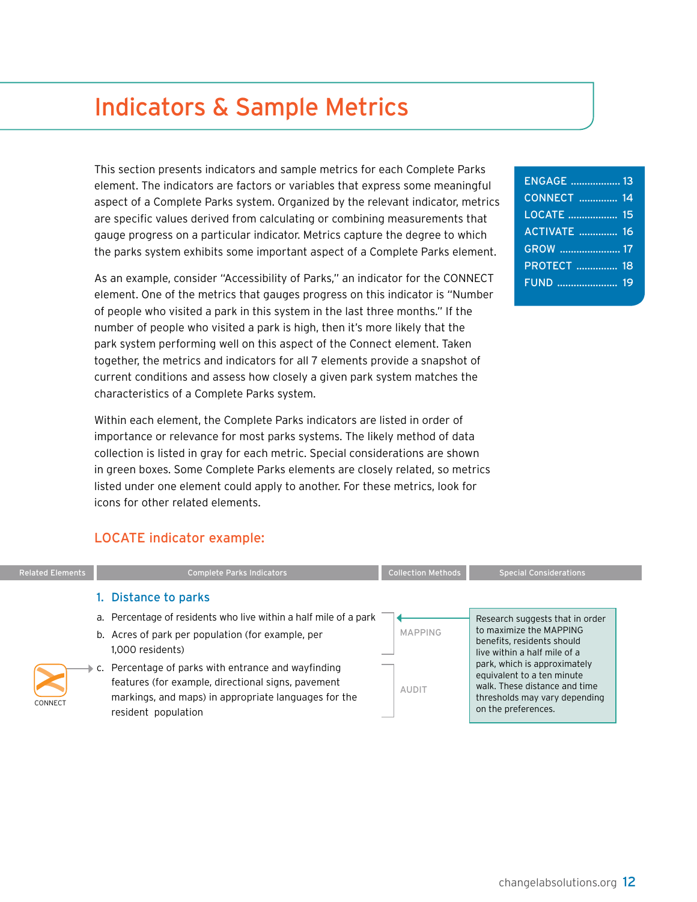# Indicators & Sample Metrics

This section presents indicators and sample metrics for each Complete Parks element. The indicators are factors or variables that express some meaningful aspect of a Complete Parks system. Organized by the relevant indicator, metrics are specific values derived from calculating or combining measurements that gauge progress on a particular indicator. Metrics capture the degree to which the parks system exhibits some important aspect of a Complete Parks element.

As an example, consider "Accessibility of Parks," an indicator for the CONNECT element. One of the metrics that gauges progress on this indicator is "Number of people who visited a park in this system in the last three months." If the number of people who visited a park is high, then it's more likely that the park system performing well on this aspect of the Connect element. Taken together, the metrics and indicators for all 7 elements provide a snapshot of current conditions and assess how closely a given park system matches the characteristics of a Complete Parks system.

Within each element, the Complete Parks indicators are listed in order of importance or relevance for most parks systems. The likely method of data collection is listed in gray for each metric. Special considerations are shown in green boxes. Some Complete Parks elements are closely related, so metrics listed under one element could apply to another. For these metrics, look for icons for other related elements.

| | |
|---|---|
| ENGAGE | 13 |
| CONNECT | 14 |
| LOCATE | 15 |
| ACTIVATE | 16 |
| GROW | 17 |
| PROTECT | 18 |
| FUND | 19 |

## LOCATE indicator example:

| Related Elements | Complete Parks Indicators | Collection Methods | Special Considerations |
|---|---|---|---|
| | **1. Distance to parks** | | |
| | a. Percentage of residents who live within a half mile of a park | MAPPING | Research suggests that in order to maximize the MAPPING benefits, residents should live within a half mile of a park, which is approximately equivalent to a ten minute walk. These distance and time thresholds may vary depending on the preferences. |
| | b. Acres of park per population (for example, per 1,000 residents) | MAPPING | |
| CONNECT | c. Percentage of parks with entrance and wayfinding features (for example, directional signs, pavement markings, and maps) in appropriate languages for the resident population | AUDIT | |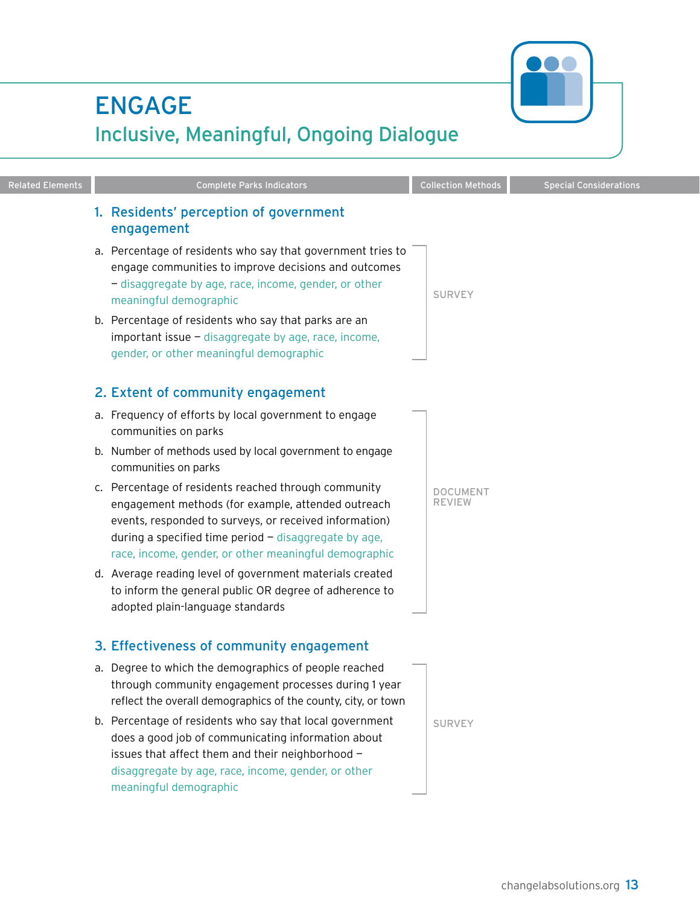# ENGAGE

## Inclusive, Meaningful, Ongoing Dialogue

| Related Elements | Complete Parks Indicators | Collection Methods | Special Considerations |
|---|---|---|---|
| | **1. Residents' perception of government engagement** | | |
| | a. Percentage of residents who say that government tries to engage communities to improve decisions and outcomes – disaggregate by age, race, income, gender, or other meaningful demographic | SURVEY | |
| | b. Percentage of residents who say that parks are an important issue – disaggregate by age, race, income, gender, or other meaningful demographic | SURVEY | |
| | **2. Extent of community engagement** | | |
| | a. Frequency of efforts by local government to engage communities on parks | DOCUMENT REVIEW | |
| | b. Number of methods used by local government to engage communities on parks | DOCUMENT REVIEW | |
| | c. Percentage of residents reached through community engagement methods (for example, attended outreach events, responded to surveys, or received information) during a specified time period – disaggregate by age, race, income, gender, or other meaningful demographic | DOCUMENT REVIEW | |
| | d. Average reading level of government materials created to inform the general public OR degree of adherence to adopted plain-language standards | DOCUMENT REVIEW | |
| | **3. Effectiveness of community engagement** | | |
| | a. Degree to which the demographics of people reached through community engagement processes during 1 year reflect the overall demographics of the county, city, or town | SURVEY | |
| | b. Percentage of residents who say that local government does a good job of communicating information about issues that affect them and their neighborhood – disaggregate by age, race, income, gender, or other meaningful demographic | SURVEY | |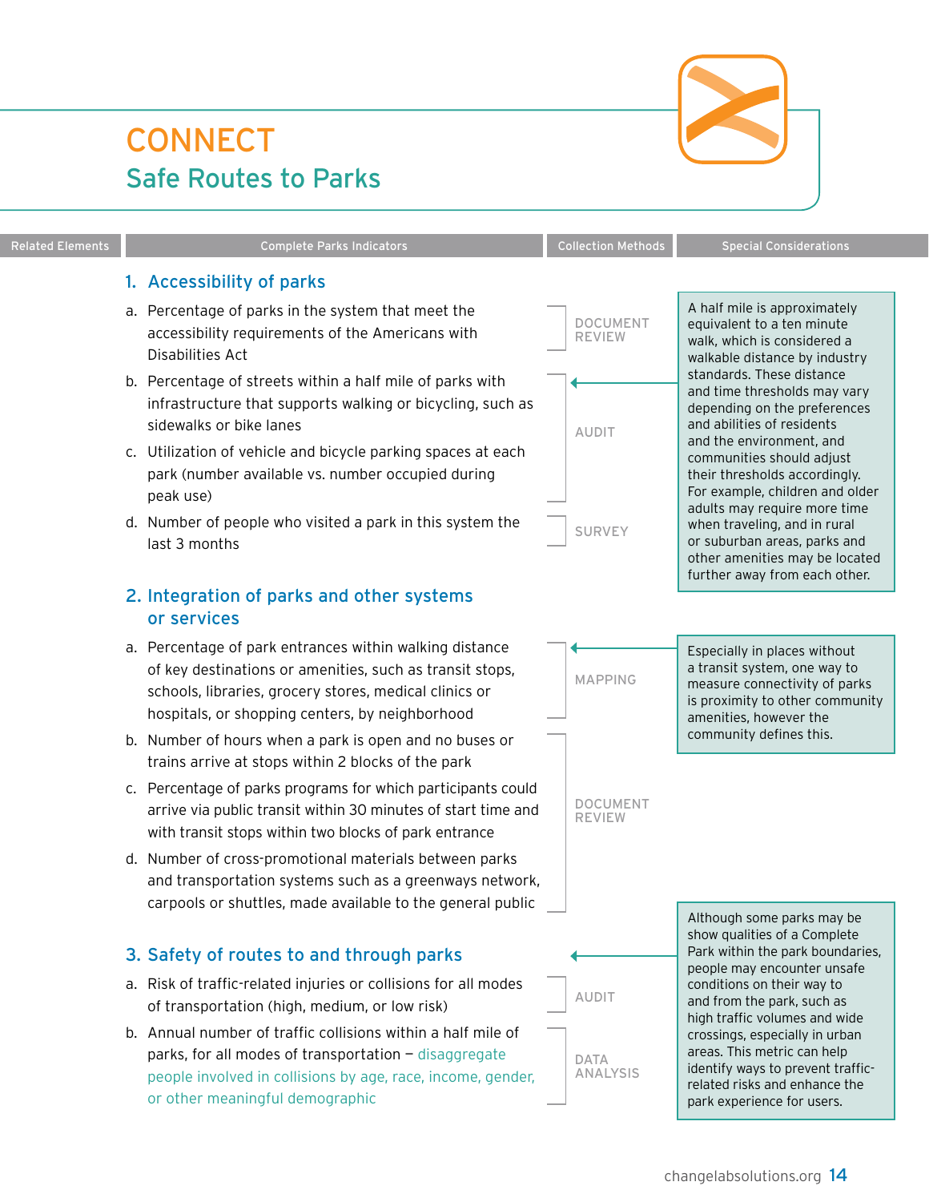# CONNECT

## Safe Routes to Parks

| Related Elements | Complete Parks Indicators | Collection Methods | Special Considerations |
|---|---|---|---|

### 1. Accessibility of parks

a. Percentage of parks in the system that meet the accessibility requirements of the Americans with Disabilities Act — DOCUMENT REVIEW

b. Percentage of streets within a half mile of parks with infrastructure that supports walking or bicycling, such as sidewalks or bike lanes — AUDIT

c. Utilization of vehicle and bicycle parking spaces at each park (number available vs. number occupied during peak use) — AUDIT

d. Number of people who visited a park in this system the last 3 months — SURVEY

> A half mile is approximately equivalent to a ten minute walk, which is considered a walkable distance by industry standards. These distance and time thresholds may vary depending on the preferences and abilities of residents and the environment, and communities should adjust their thresholds accordingly. For example, children and older adults may require more time when traveling, and in rural or suburban areas, parks and other amenities may be located further away from each other.

### 2. Integration of parks and other systems or services

a. Percentage of park entrances within walking distance of key destinations or amenities, such as transit stops, schools, libraries, grocery stores, medical clinics or hospitals, or shopping centers, by neighborhood — MAPPING

b. Number of hours when a park is open and no buses or trains arrive at stops within 2 blocks of the park — DOCUMENT REVIEW

c. Percentage of parks programs for which participants could arrive via public transit within 30 minutes of start time and with transit stops within two blocks of park entrance — DOCUMENT REVIEW

d. Number of cross-promotional materials between parks and transportation systems such as a greenways network, carpools or shuttles, made available to the general public — DOCUMENT REVIEW

> Especially in places without a transit system, one way to measure connectivity of parks is proximity to other community amenities, however the community defines this.

### 3. Safety of routes to and through parks

a. Risk of traffic-related injuries or collisions for all modes of transportation (high, medium, or low risk) — AUDIT

b. Annual number of traffic collisions within a half mile of parks, for all modes of transportation – disaggregate people involved in collisions by age, race, income, gender, or other meaningful demographic — DATA ANALYSIS

> Although some parks may be show qualities of a Complete Park within the park boundaries, people may encounter unsafe conditions on their way to and from the park, such as high traffic volumes and wide crossings, especially in urban areas. This metric can help identify ways to prevent traffic-related risks and enhance the park experience for users.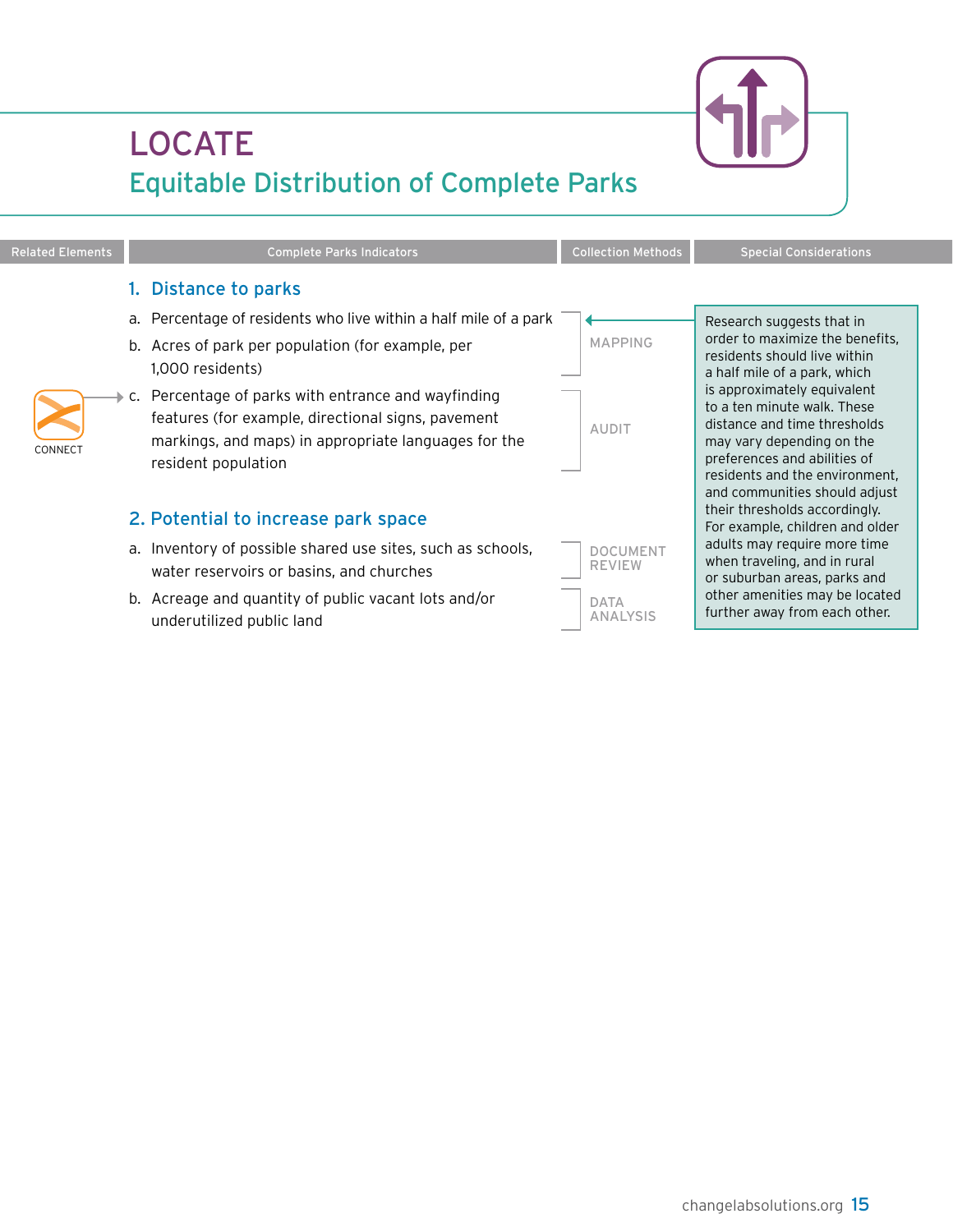# LOCATE

## Equitable Distribution of Complete Parks

| Related Elements | Complete Parks Indicators | Collection Methods | Special Considerations |
|---|---|---|---|
| | **1. Distance to parks** | | |
| | a. Percentage of residents who live within a half mile of a park | MAPPING | Research suggests that in order to maximize the benefits, residents should live within a half mile of a park, which is approximately equivalent to a ten minute walk. These distance and time thresholds may vary depending on the preferences and abilities of residents and the environment, and communities should adjust their thresholds accordingly. For example, children and older adults may require more time when traveling, and in rural or suburban areas, parks and other amenities may be located further away from each other. |
| | b. Acres of park per population (for example, per 1,000 residents) | MAPPING | |
| CONNECT | c. Percentage of parks with entrance and wayfinding features (for example, directional signs, pavement markings, and maps) in appropriate languages for the resident population | AUDIT | |
| | **2. Potential to increase park space** | | |
| | a. Inventory of possible shared use sites, such as schools, water reservoirs or basins, and churches | DOCUMENT REVIEW | |
| | b. Acreage and quantity of public vacant lots and/or underutilized public land | DATA ANALYSIS | |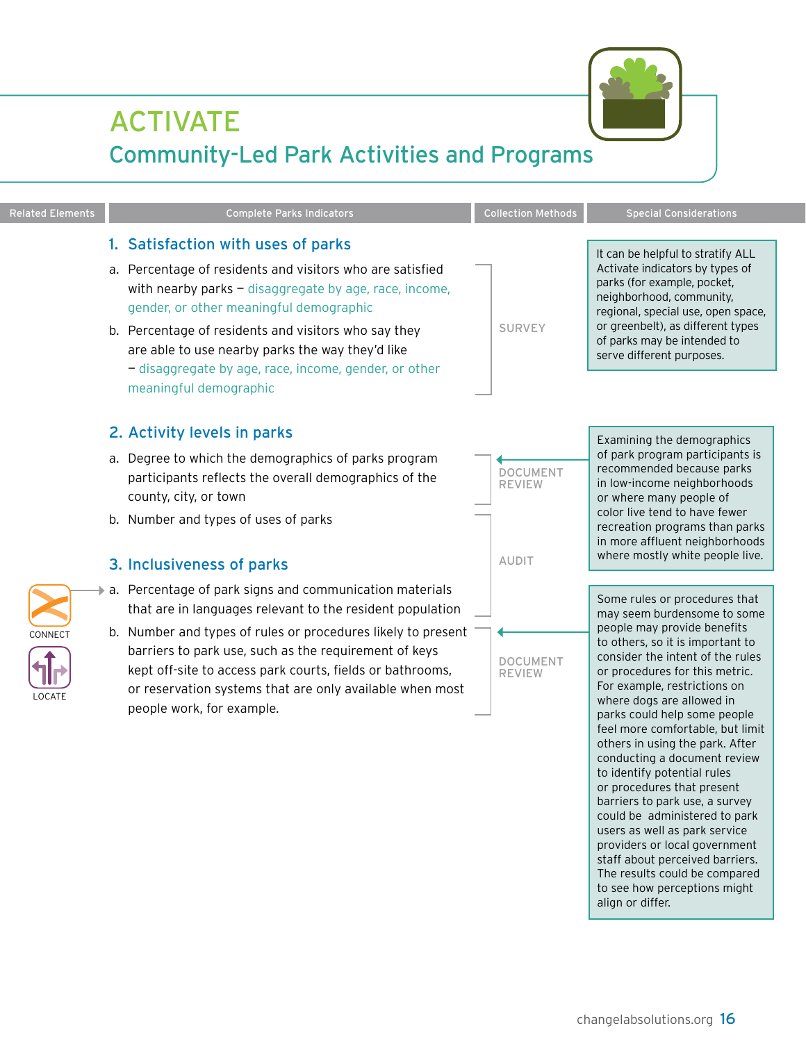# ACTIVATE

## Community-Led Park Activities and Programs

| Related Elements | Complete Parks Indicators | Collection Methods | Special Considerations |
|---|---|---|---|
| | **1. Satisfaction with uses of parks** | | |
| | a. Percentage of residents and visitors who are satisfied with nearby parks – disaggregate by age, race, income, gender, or other meaningful demographic | SURVEY | It can be helpful to stratify ALL Activate indicators by types of parks (for example, pocket, neighborhood, community, regional, special use, open space, or greenbelt), as different types of parks may be intended to serve different purposes. |
| | b. Percentage of residents and visitors who say they are able to use nearby parks the way they'd like – disaggregate by age, race, income, gender, or other meaningful demographic | SURVEY | |
| | **2. Activity levels in parks** | | |
| | a. Degree to which the demographics of parks program participants reflects the overall demographics of the county, city, or town | DOCUMENT REVIEW | Examining the demographics of park program participants is recommended because parks in low-income neighborhoods or where many people of color live tend to have fewer recreation programs than parks in more affluent neighborhoods where mostly white people live. |
| | b. Number and types of uses of parks | AUDIT | |
| | **3. Inclusiveness of parks** | | |
| CONNECT | a. Percentage of park signs and communication materials that are in languages relevant to the resident population | AUDIT | |
| LOCATE | b. Number and types of rules or procedures likely to present barriers to park use, such as the requirement of keys kept off-site to access park courts, fields or bathrooms, or reservation systems that are only available when most people work, for example. | DOCUMENT REVIEW | Some rules or procedures that may seem burdensome to some people may provide benefits to others, so it is important to consider the intent of the rules or procedures for this metric. For example, restrictions on where dogs are allowed in parks could help some people feel more comfortable, but limit others in using the park. After conducting a document review to identify potential rules or procedures that present barriers to park use, a survey could be administered to park users as well as park service providers or local government staff about perceived barriers. The results could be compared to see how perceptions might align or differ. |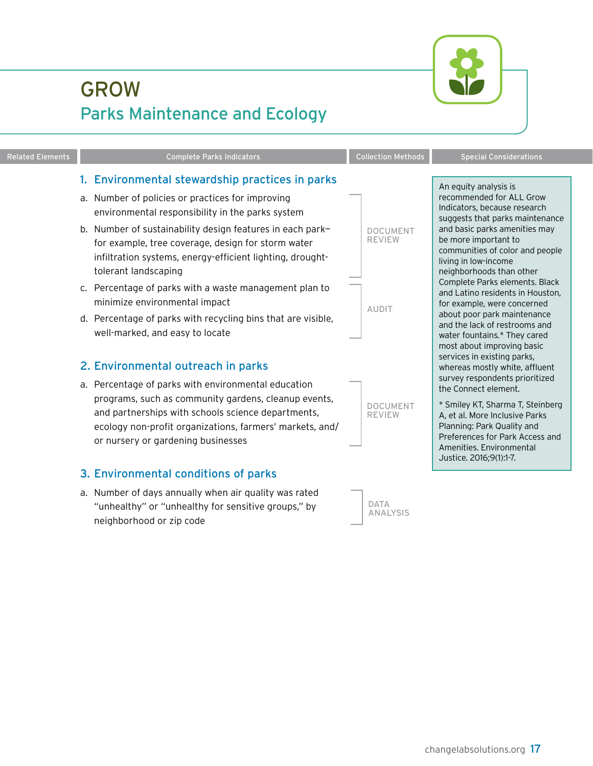# GROW

## Parks Maintenance and Ecology

| Related Elements | Complete Parks Indicators | Collection Methods | Special Considerations |
|---|---|---|---|

### 1. Environmental stewardship practices in parks

a. Number of policies or practices for improving environmental responsibility in the parks system

b. Number of sustainability design features in each park—for example, tree coverage, design for storm water infiltration systems, energy-efficient lighting, drought-tolerant landscaping

DOCUMENT REVIEW

c. Percentage of parks with a waste management plan to minimize environmental impact

d. Percentage of parks with recycling bins that are visible, well-marked, and easy to locate

AUDIT

### 2. Environmental outreach in parks

a. Percentage of parks with environmental education programs, such as community gardens, cleanup events, and partnerships with schools science departments, ecology non-profit organizations, farmers' markets, and/or nursery or gardening businesses

DOCUMENT REVIEW

### 3. Environmental conditions of parks

a. Number of days annually when air quality was rated "unhealthy" or "unhealthy for sensitive groups," by neighborhood or zip code

DATA ANALYSIS

---

**Special Considerations:**

An equity analysis is recommended for ALL Grow Indicators, because research suggests that parks maintenance and basic parks amenities may be more important to communities of color and people living in low-income neighborhoods than other Complete Parks elements. Black and Latino residents in Houston, for example, were concerned about poor park maintenance and the lack of restrooms and water fountains.* They cared most about improving basic services in existing parks, whereas mostly white, affluent survey respondents prioritized the Connect element.

* Smiley KT, Sharma T, Steinberg A, et al. More Inclusive Parks Planning: Park Quality and Preferences for Park Access and Amenities. Environmental Justice. 2016;9(1):1-7.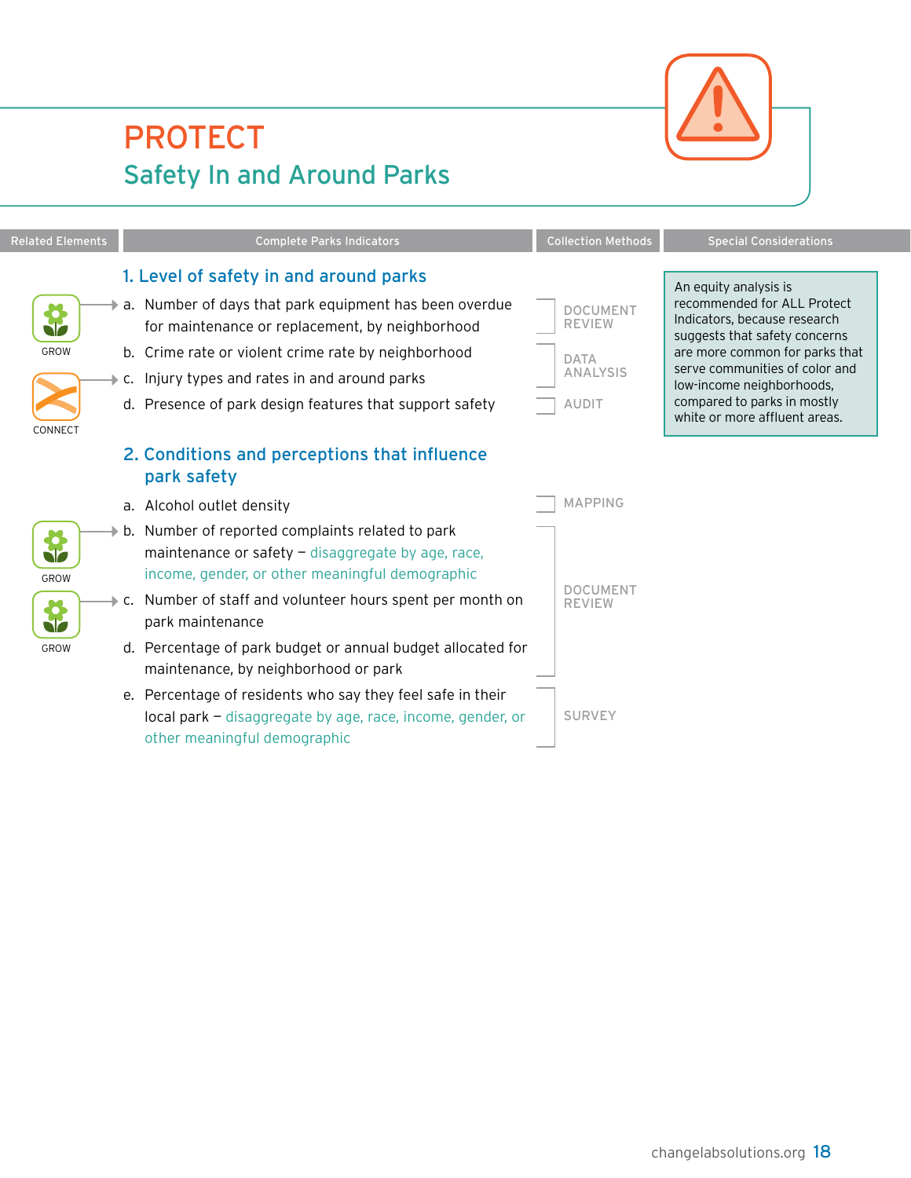# PROTECT

## Safety In and Around Parks

| Related Elements | Complete Parks Indicators | Collection Methods | Special Considerations |
|---|---|---|---|
| | **1. Level of safety in and around parks** | | An equity analysis is recommended for ALL Protect Indicators, because research suggests that safety concerns are more common for parks that serve communities of color and low-income neighborhoods, compared to parks in mostly white or more affluent areas. |
| GROW | a. Number of days that park equipment has been overdue for maintenance or replacement, by neighborhood | DOCUMENT REVIEW | |
| | b. Crime rate or violent crime rate by neighborhood | DATA ANALYSIS | |
| CONNECT | c. Injury types and rates in and around parks | DATA ANALYSIS | |
| | d. Presence of park design features that support safety | AUDIT | |
| | **2. Conditions and perceptions that influence park safety** | | |
| | a. Alcohol outlet density | MAPPING | |
| GROW | b. Number of reported complaints related to park maintenance or safety – disaggregate by age, race, income, gender, or other meaningful demographic | DOCUMENT REVIEW | |
| GROW | c. Number of staff and volunteer hours spent per month on park maintenance | DOCUMENT REVIEW | |
| | d. Percentage of park budget or annual budget allocated for maintenance, by neighborhood or park | DOCUMENT REVIEW | |
| | e. Percentage of residents who say they feel safe in their local park – disaggregate by age, race, income, gender, or other meaningful demographic | SURVEY | |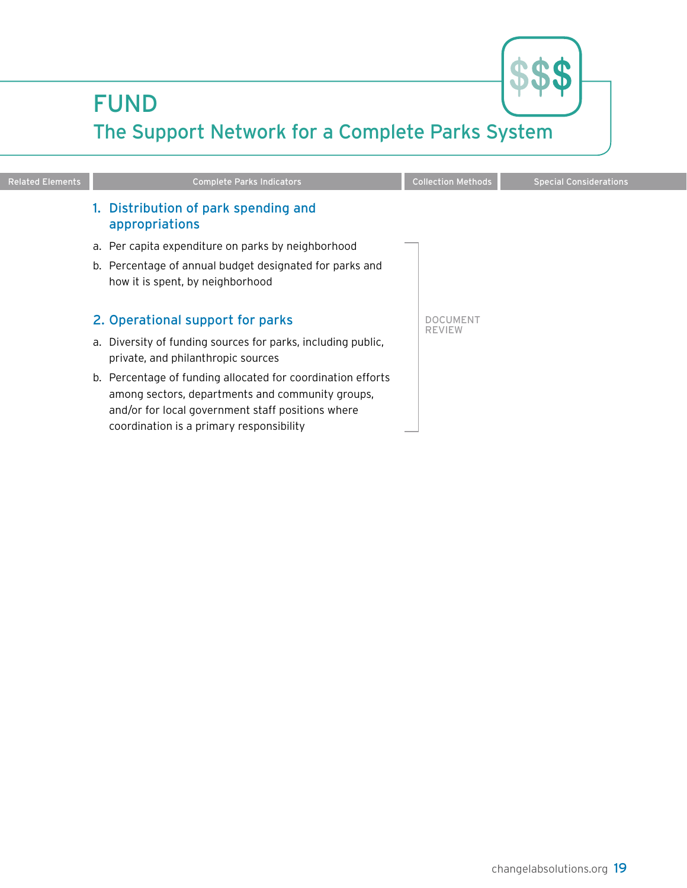# FUND

## The Support Network for a Complete Parks System

| Related Elements | Complete Parks Indicators | Collection Methods | Special Considerations |
|---|---|---|---|
| | **1. Distribution of park spending and appropriations** | | |
| | a. Per capita expenditure on parks by neighborhood | DOCUMENT REVIEW | |
| | b. Percentage of annual budget designated for parks and how it is spent, by neighborhood | DOCUMENT REVIEW | |
| | **2. Operational support for parks** | | |
| | a. Diversity of funding sources for parks, including public, private, and philanthropic sources | DOCUMENT REVIEW | |
| | b. Percentage of funding allocated for coordination efforts among sectors, departments and community groups, and/or for local government staff positions where coordination is a primary responsibility | DOCUMENT REVIEW | |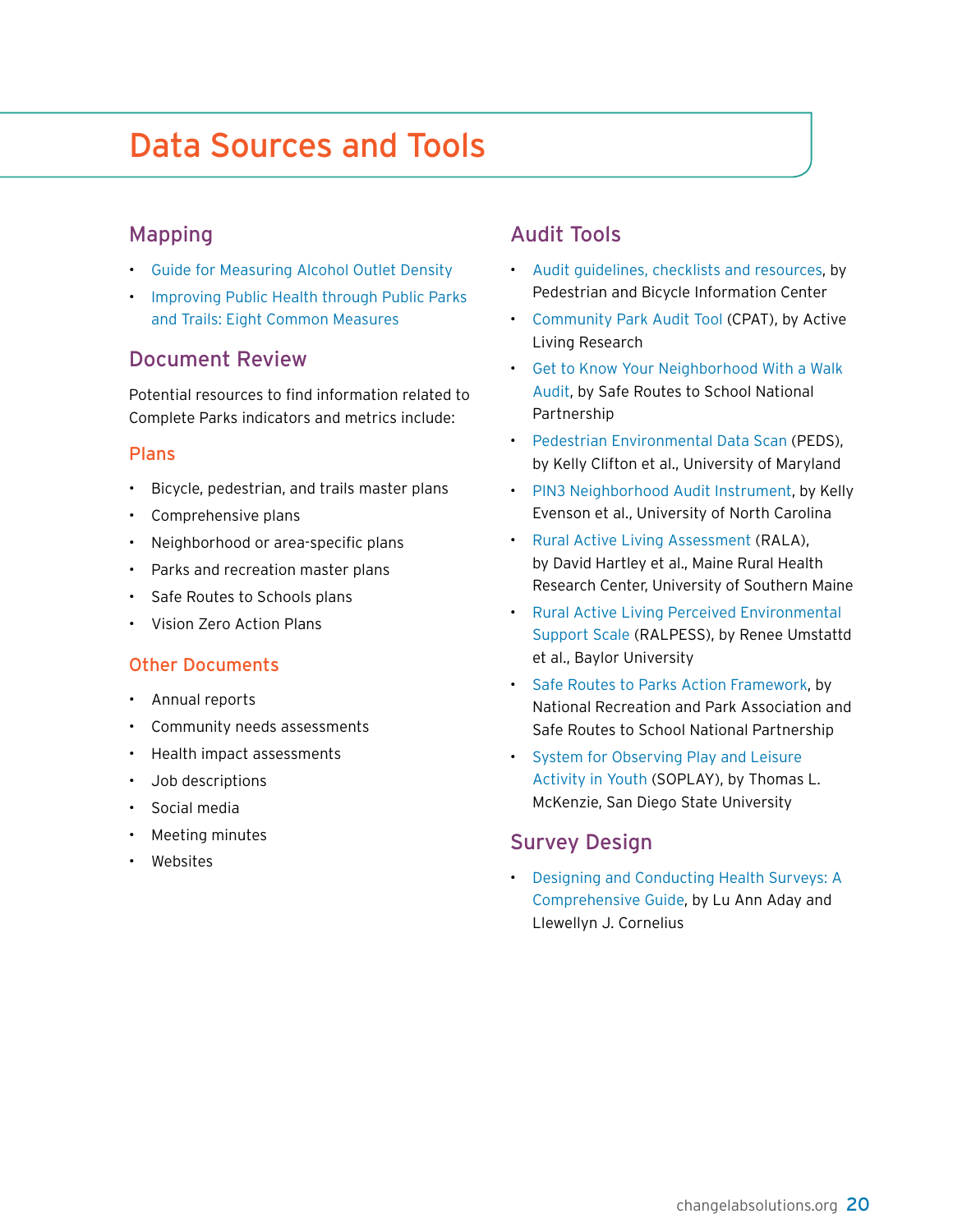# Data Sources and Tools

## Mapping

- Guide for Measuring Alcohol Outlet Density
- Improving Public Health through Public Parks and Trails: Eight Common Measures

## Document Review

Potential resources to find information related to Complete Parks indicators and metrics include:

### Plans

- Bicycle, pedestrian, and trails master plans
- Comprehensive plans
- Neighborhood or area-specific plans
- Parks and recreation master plans
- Safe Routes to Schools plans
- Vision Zero Action Plans

### Other Documents

- Annual reports
- Community needs assessments
- Health impact assessments
- Job descriptions
- Social media
- Meeting minutes
- Websites

## Audit Tools

- Audit guidelines, checklists and resources, by Pedestrian and Bicycle Information Center
- Community Park Audit Tool (CPAT), by Active Living Research
- Get to Know Your Neighborhood With a Walk Audit, by Safe Routes to School National Partnership
- Pedestrian Environmental Data Scan (PEDS), by Kelly Clifton et al., University of Maryland
- PIN3 Neighborhood Audit Instrument, by Kelly Evenson et al., University of North Carolina
- Rural Active Living Assessment (RALA), by David Hartley et al., Maine Rural Health Research Center, University of Southern Maine
- Rural Active Living Perceived Environmental Support Scale (RALPESS), by Renee Umstattd et al., Baylor University
- Safe Routes to Parks Action Framework, by National Recreation and Park Association and Safe Routes to School National Partnership
- System for Observing Play and Leisure Activity in Youth (SOPLAY), by Thomas L. McKenzie, San Diego State University

## Survey Design

- Designing and Conducting Health Surveys: A Comprehensive Guide, by Lu Ann Aday and Llewellyn J. Cornelius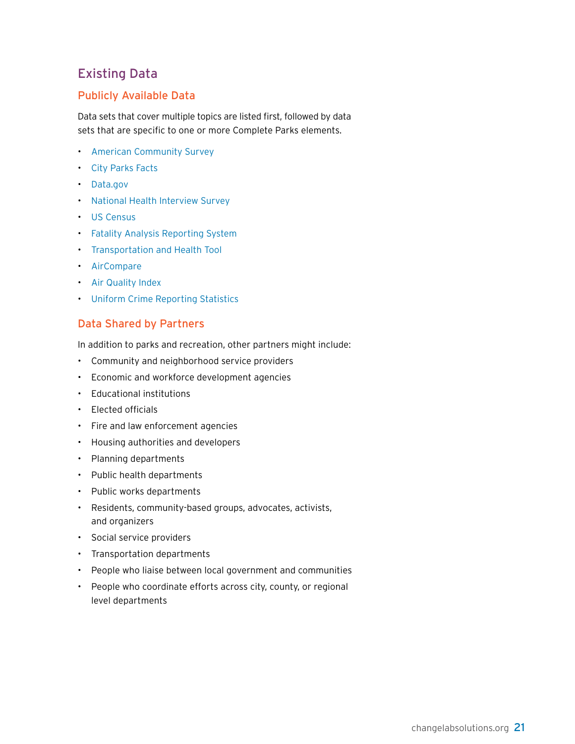## Existing Data

### Publicly Available Data

Data sets that cover multiple topics are listed first, followed by data sets that are specific to one or more Complete Parks elements.

- American Community Survey
- City Parks Facts
- Data.gov
- National Health Interview Survey
- US Census
- Fatality Analysis Reporting System
- Transportation and Health Tool
- AirCompare
- Air Quality Index
- Uniform Crime Reporting Statistics

### Data Shared by Partners

In addition to parks and recreation, other partners might include:

- Community and neighborhood service providers
- Economic and workforce development agencies
- Educational institutions
- Elected officials
- Fire and law enforcement agencies
- Housing authorities and developers
- Planning departments
- Public health departments
- Public works departments
- Residents, community-based groups, advocates, activists, and organizers
- Social service providers
- Transportation departments
- People who liaise between local government and communities
- People who coordinate efforts across city, county, or regional level departments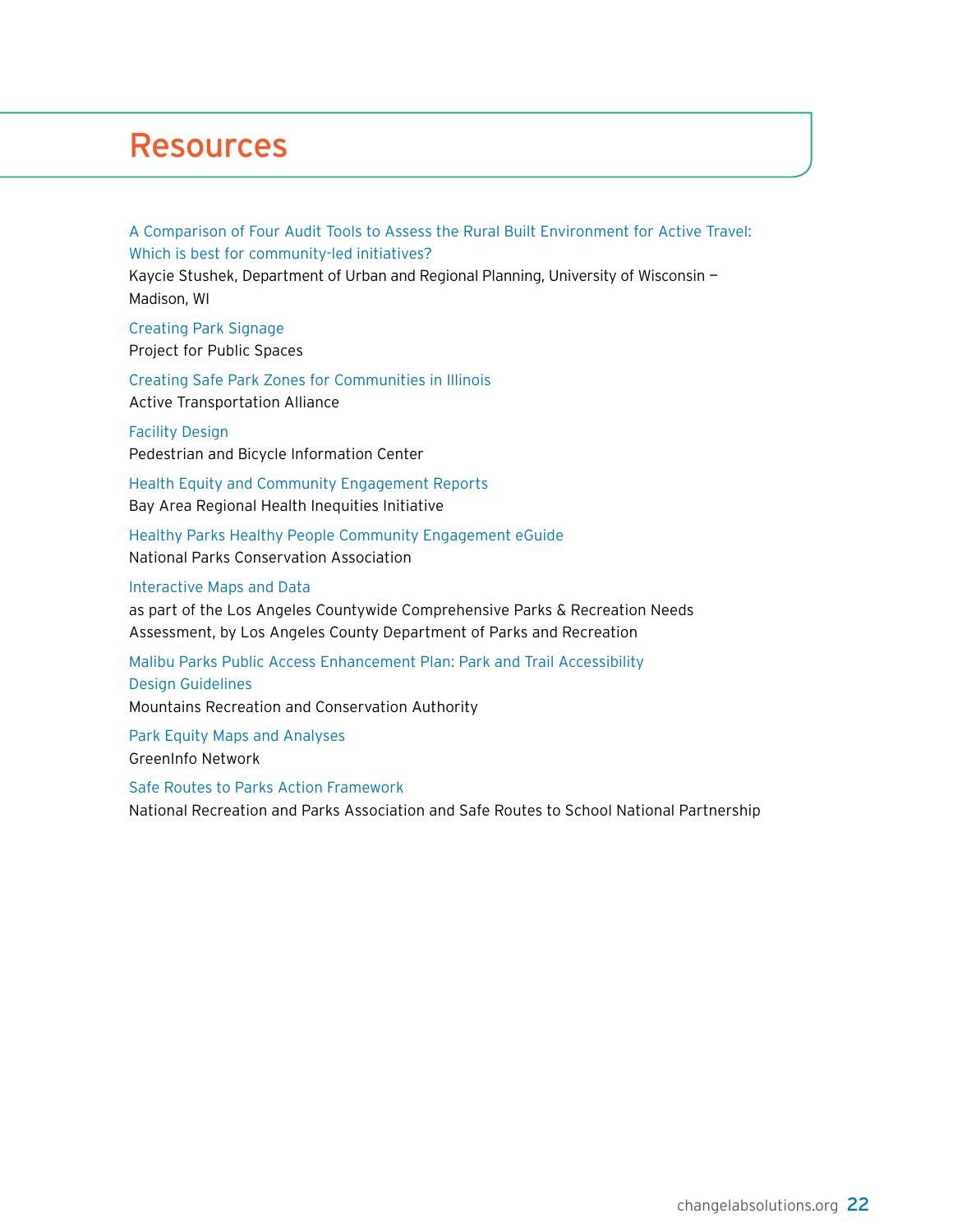# Resources

A Comparison of Four Audit Tools to Assess the Rural Built Environment for Active Travel: Which is best for community-led initiatives?
Kaycie Stushek, Department of Urban and Regional Planning, University of Wisconsin – Madison, WI

Creating Park Signage
Project for Public Spaces

Creating Safe Park Zones for Communities in Illinois
Active Transportation Alliance

Facility Design
Pedestrian and Bicycle Information Center

Health Equity and Community Engagement Reports
Bay Area Regional Health Inequities Initiative

Healthy Parks Healthy People Community Engagement eGuide
National Parks Conservation Association

Interactive Maps and Data
as part of the Los Angeles Countywide Comprehensive Parks & Recreation Needs Assessment, by Los Angeles County Department of Parks and Recreation

Malibu Parks Public Access Enhancement Plan: Park and Trail Accessibility Design Guidelines
Mountains Recreation and Conservation Authority

Park Equity Maps and Analyses
GreenInfo Network

Safe Routes to Parks Action Framework
National Recreation and Parks Association and Safe Routes to School National Partnership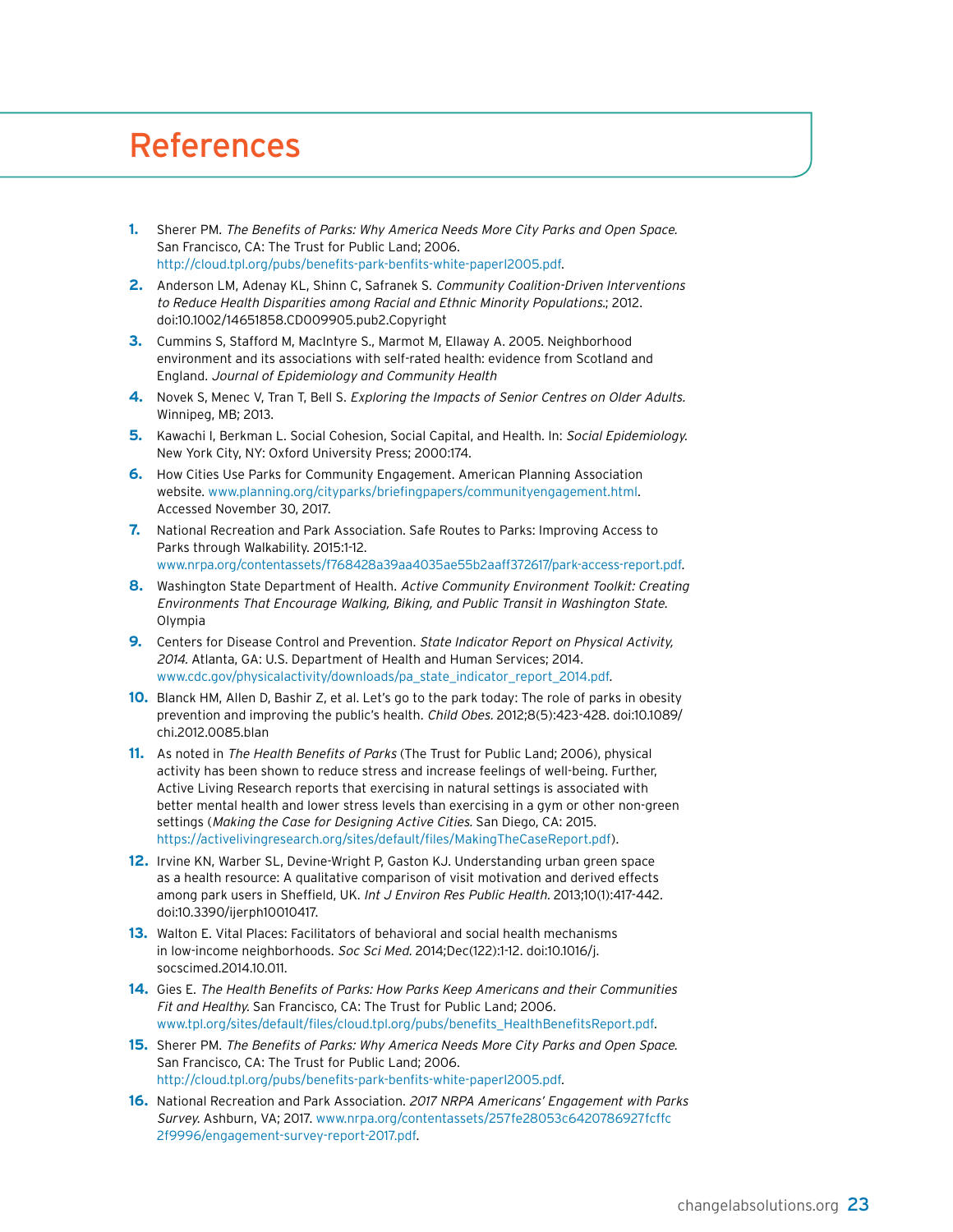# References

1. Sherer PM. *The Benefits of Parks: Why America Needs More City Parks and Open Space.* San Francisco, CA: The Trust for Public Land; 2006. http://cloud.tpl.org/pubs/benefits-park-benfits-white-paper12005.pdf.
2. Anderson LM, Adenay KL, Shinn C, Safranek S. *Community Coalition-Driven Interventions to Reduce Health Disparities among Racial and Ethnic Minority Populations.*; 2012. doi:10.1002/14651858.CD009905.pub2.Copyright
3. Cummins S, Stafford M, MacIntyre S., Marmot M, Ellaway A. 2005. Neighborhood environment and its associations with self-rated health: evidence from Scotland and England. *Journal of Epidemiology and Community Health*
4. Novek S, Menec V, Tran T, Bell S. *Exploring the Impacts of Senior Centres on Older Adults.* Winnipeg, MB; 2013.
5. Kawachi I, Berkman L. Social Cohesion, Social Capital, and Health. In: *Social Epidemiology.* New York City, NY: Oxford University Press; 2000:174.
6. How Cities Use Parks for Community Engagement. American Planning Association website. www.planning.org/cityparks/briefingpapers/communityengagement.html. Accessed November 30, 2017.
7. National Recreation and Park Association. Safe Routes to Parks: Improving Access to Parks through Walkability. 2015:1-12. www.nrpa.org/contentassets/f768428a39aa4035ae55b2aaff372617/park-access-report.pdf.
8. Washington State Department of Health. *Active Community Environment Toolkit: Creating Environments That Encourage Walking, Biking, and Public Transit in Washington State.* Olympia
9. Centers for Disease Control and Prevention. *State Indicator Report on Physical Activity, 2014.* Atlanta, GA: U.S. Department of Health and Human Services; 2014. www.cdc.gov/physicalactivity/downloads/pa_state_indicator_report_2014.pdf.
10. Blanck HM, Allen D, Bashir Z, et al. Let's go to the park today: The role of parks in obesity prevention and improving the public's health. *Child Obes.* 2012;8(5):423-428. doi:10.1089/chi.2012.0085.blan
11. As noted in *The Health Benefits of Parks* (The Trust for Public Land; 2006), physical activity has been shown to reduce stress and increase feelings of well-being. Further, Active Living Research reports that exercising in natural settings is associated with better mental health and lower stress levels than exercising in a gym or other non-green settings (*Making the Case for Designing Active Cities.* San Diego, CA: 2015. https://activelivingresearch.org/sites/default/files/MakingTheCaseReport.pdf).
12. Irvine KN, Warber SL, Devine-Wright P, Gaston KJ. Understanding urban green space as a health resource: A qualitative comparison of visit motivation and derived effects among park users in Sheffield, UK. *Int J Environ Res Public Health.* 2013;10(1):417-442. doi:10.3390/ijerph10010417.
13. Walton E. Vital Places: Facilitators of behavioral and social health mechanisms in low-income neighborhoods. *Soc Sci Med.* 2014;Dec(122):1-12. doi:10.1016/j.socscimed.2014.10.011.
14. Gies E. *The Health Benefits of Parks: How Parks Keep Americans and their Communities Fit and Healthy.* San Francisco, CA: The Trust for Public Land; 2006. www.tpl.org/sites/default/files/cloud.tpl.org/pubs/benefits_HealthBenefitsReport.pdf.
15. Sherer PM. *The Benefits of Parks: Why America Needs More City Parks and Open Space.* San Francisco, CA: The Trust for Public Land; 2006. http://cloud.tpl.org/pubs/benefits-park-benfits-white-paper12005.pdf.
16. National Recreation and Park Association. *2017 NRPA Americans' Engagement with Parks Survey.* Ashburn, VA; 2017. www.nrpa.org/contentassets/257fe28053c6420786927fcffc2f9996/engagement-survey-report-2017.pdf.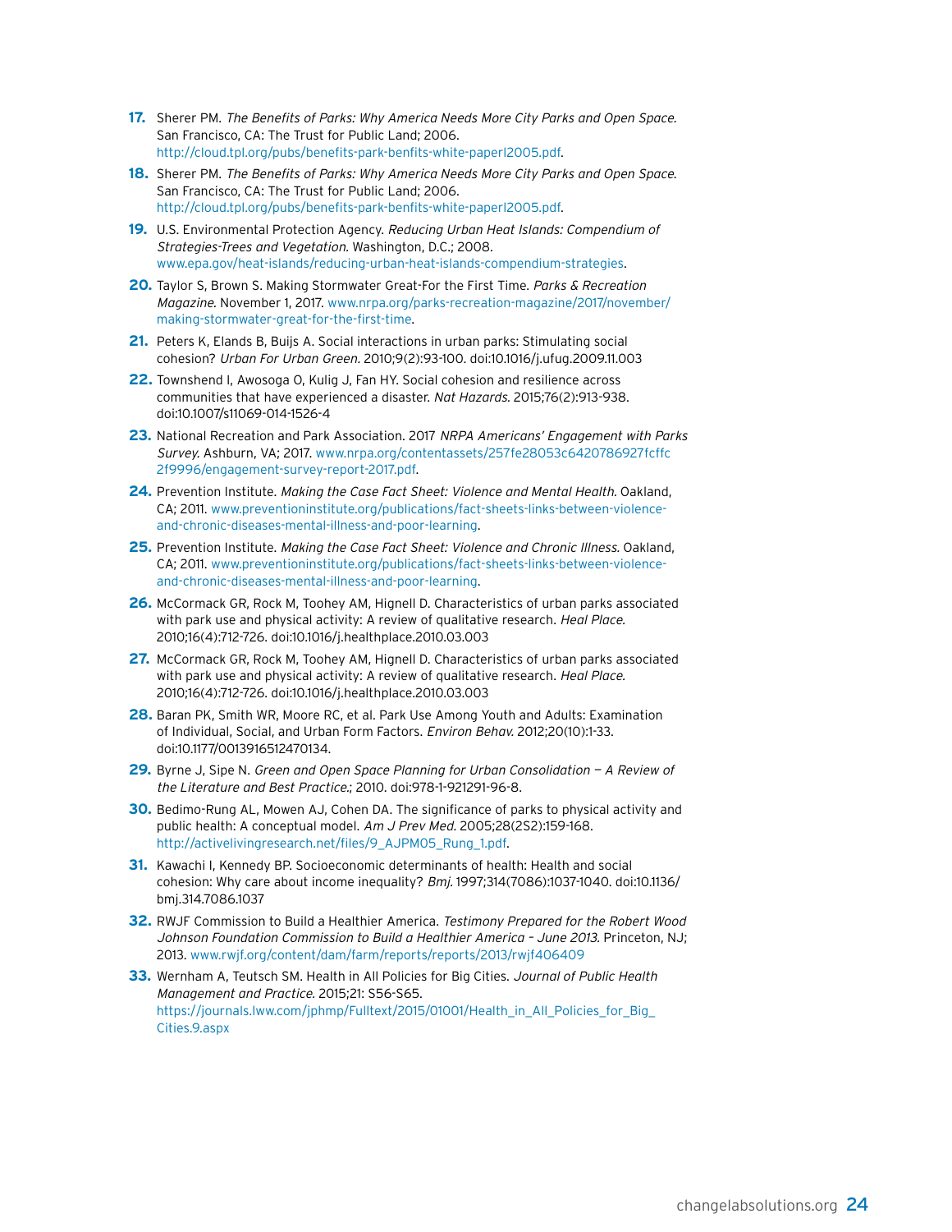17. Sherer PM. *The Benefits of Parks: Why America Needs More City Parks and Open Space.* San Francisco, CA: The Trust for Public Land; 2006. http://cloud.tpl.org/pubs/benefits-park-benfits-white-paper12005.pdf.

18. Sherer PM. *The Benefits of Parks: Why America Needs More City Parks and Open Space.* San Francisco, CA: The Trust for Public Land; 2006. http://cloud.tpl.org/pubs/benefits-park-benfits-white-paper12005.pdf.

19. U.S. Environmental Protection Agency. *Reducing Urban Heat Islands: Compendium of Strategies-Trees and Vegetation.* Washington, D.C.; 2008. www.epa.gov/heat-islands/reducing-urban-heat-islands-compendium-strategies.

20. Taylor S, Brown S. Making Stormwater Great-For the First Time. *Parks & Recreation Magazine.* November 1, 2017. www.nrpa.org/parks-recreation-magazine/2017/november/making-stormwater-great-for-the-first-time.

21. Peters K, Elands B, Buijs A. Social interactions in urban parks: Stimulating social cohesion? *Urban For Urban Green.* 2010;9(2):93-100. doi:10.1016/j.ufug.2009.11.003

22. Townshend I, Awosoga O, Kulig J, Fan HY. Social cohesion and resilience across communities that have experienced a disaster. *Nat Hazards.* 2015;76(2):913-938. doi:10.1007/s11069-014-1526-4

23. National Recreation and Park Association. 2017 *NRPA Americans' Engagement with Parks Survey.* Ashburn, VA; 2017. www.nrpa.org/contentassets/257fe28053c6420786927fcffc2f9996/engagement-survey-report-2017.pdf.

24. Prevention Institute. *Making the Case Fact Sheet: Violence and Mental Health.* Oakland, CA; 2011. www.preventioninstitute.org/publications/fact-sheets-links-between-violence-and-chronic-diseases-mental-illness-and-poor-learning.

25. Prevention Institute. *Making the Case Fact Sheet: Violence and Chronic Illness.* Oakland, CA; 2011. www.preventioninstitute.org/publications/fact-sheets-links-between-violence-and-chronic-diseases-mental-illness-and-poor-learning.

26. McCormack GR, Rock M, Toohey AM, Hignell D. Characteristics of urban parks associated with park use and physical activity: A review of qualitative research. *Heal Place.* 2010;16(4):712-726. doi:10.1016/j.healthplace.2010.03.003

27. McCormack GR, Rock M, Toohey AM, Hignell D. Characteristics of urban parks associated with park use and physical activity: A review of qualitative research. *Heal Place.* 2010;16(4):712-726. doi:10.1016/j.healthplace.2010.03.003

28. Baran PK, Smith WR, Moore RC, et al. Park Use Among Youth and Adults: Examination of Individual, Social, and Urban Form Factors. *Environ Behav.* 2012;20(10):1-33. doi:10.1177/0013916512470134.

29. Byrne J, Sipe N. *Green and Open Space Planning for Urban Consolidation — A Review of the Literature and Best Practice.*; 2010. doi:978-1-921291-96-8.

30. Bedimo-Rung AL, Mowen AJ, Cohen DA. The significance of parks to physical activity and public health: A conceptual model. *Am J Prev Med.* 2005;28(2S2):159-168. http://activelivingresearch.net/files/9_AJPM05_Rung_1.pdf.

31. Kawachi I, Kennedy BP. Socioeconomic determinants of health: Health and social cohesion: Why care about income inequality? *Bmj.* 1997;314(7086):1037-1040. doi:10.1136/bmj.314.7086.1037

32. RWJF Commission to Build a Healthier America. *Testimony Prepared for the Robert Wood Johnson Foundation Commission to Build a Healthier America – June 2013.* Princeton, NJ; 2013. www.rwjf.org/content/dam/farm/reports/reports/2013/rwjf406409

33. Wernham A, Teutsch SM. Health in All Policies for Big Cities. *Journal of Public Health Management and Practice.* 2015;21: S56-S65. https://journals.lww.com/jphmp/Fulltext/2015/01001/Health_in_All_Policies_for_Big_Cities.9.aspx